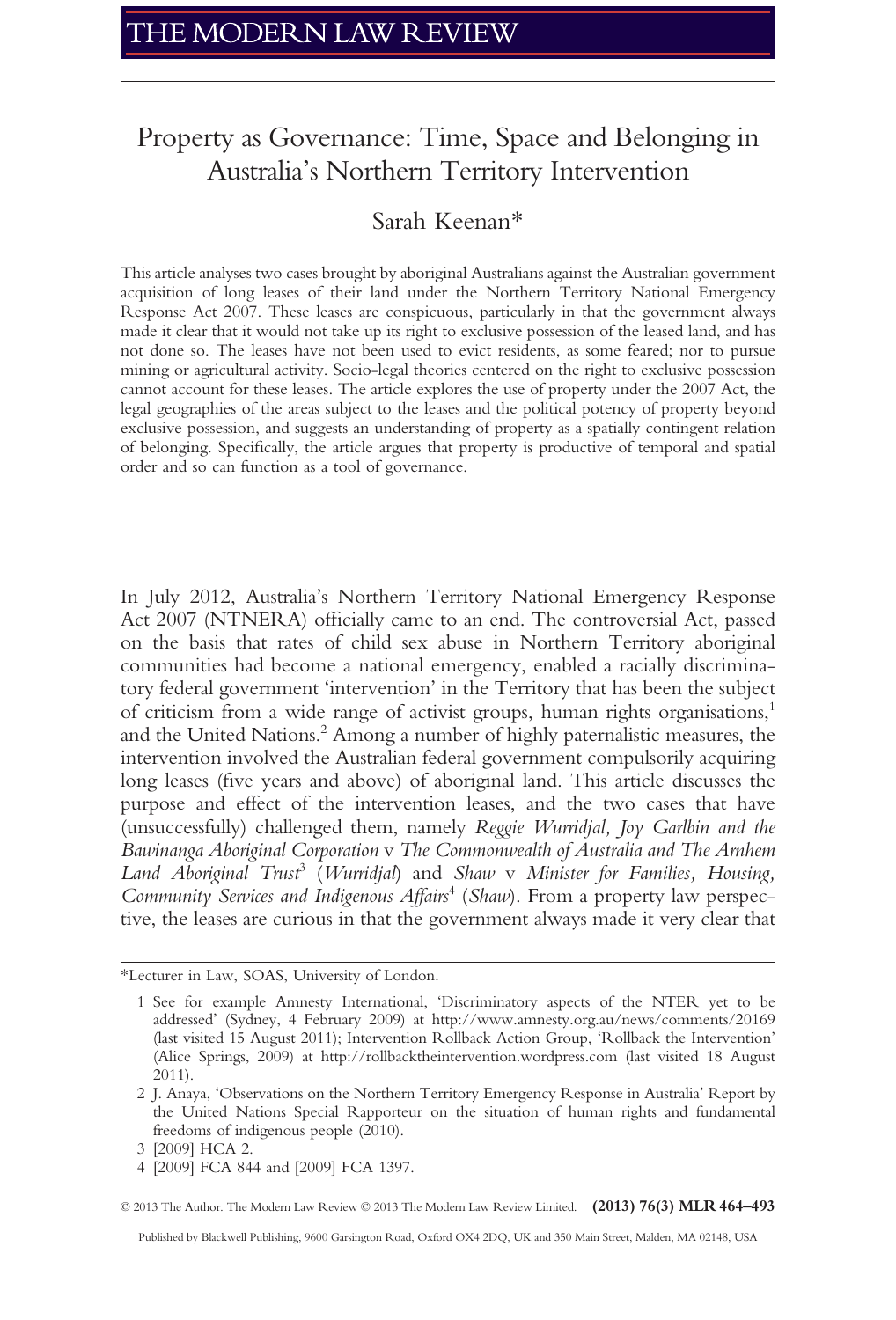# Property as Governance: Time, Space and Belonging in Australia's Northern Territory Intervention

Sarah Keenan*

This article analyses two cases brought by aboriginal Australians against the Australian government acquisition of long leases of their land under the Northern Territory National Emergency Response Act 2007. These leases are conspicuous, particularly in that the government always made it clear that it would not take up its right to exclusive possession of the leased land, and has not done so. The leases have not been used to evict residents, as some feared; nor to pursue mining or agricultural activity. Socio-legal theories centered on the right to exclusive possession cannot account for these leases. The article explores the use of property under the 2007 Act, the legal geographies of the areas subject to the leases and the political potency of property beyond exclusive possession, and suggests an understanding of property as a spatially contingent relation of belonging. Specifically, the article argues that property is productive of temporal and spatial order and so can function as a tool of governance.

---

In July 2012, Australia's Northern Territory National Emergency Response Act 2007 (NTNERA) officially came to an end. The controversial Act, passed on the basis that rates of child sex abuse in Northern Territory aboriginal communities had become a national emergency, enabled a racially discriminatory federal government 'intervention' in the Territory that has been the subject of criticism from a wide range of activist groups, human rights organisations,[1] and the United Nations.[2] Among a number of highly paternalistic measures, the intervention involved the Australian federal government compulsorily acquiring long leases (five years and above) of aboriginal land. This article discusses the purpose and effect of the intervention leases, and the two cases that have (unsuccessfully) challenged them, namely *Reggie Wurridjal, Joy Garlbin and the Bawinanga Aboriginal Corporation* v *The Commonwealth of Australia and The Arnhem Land Aboriginal Trust*[3] (*Wurridjal*) and *Shaw* v *Minister for Families, Housing, Community Services and Indigenous Affairs*[4] (*Shaw*). From a property law perspective, the leases are curious in that the government always made it very clear that

---

*Lecturer in Law, SOAS, University of London.

1 See for example Amnesty International, 'Discriminatory aspects of the NTER yet to be addressed' (Sydney, 4 February 2009) at http://www.amnesty.org.au/news/comments/20169 (last visited 15 August 2011); Intervention Rollback Action Group, 'Rollback the Intervention' (Alice Springs, 2009) at http://rollbacktheintervention.wordpress.com (last visited 18 August 2011).

2 J. Anaya, 'Observations on the Northern Territory Emergency Response in Australia' Report by the United Nations Special Rapporteur on the situation of human rights and fundamental freedoms of indigenous people (2010).

3 [2009] HCA 2.

4 [2009] FCA 844 and [2009] FCA 1397.

© 2013 The Author. The Modern Law Review © 2013 The Modern Law Review Limited.

Published by Blackwell Publishing, 9600 Garsington Road, Oxford OX4 2DQ, UK and 350 Main Street, Malden, MA 02148, USA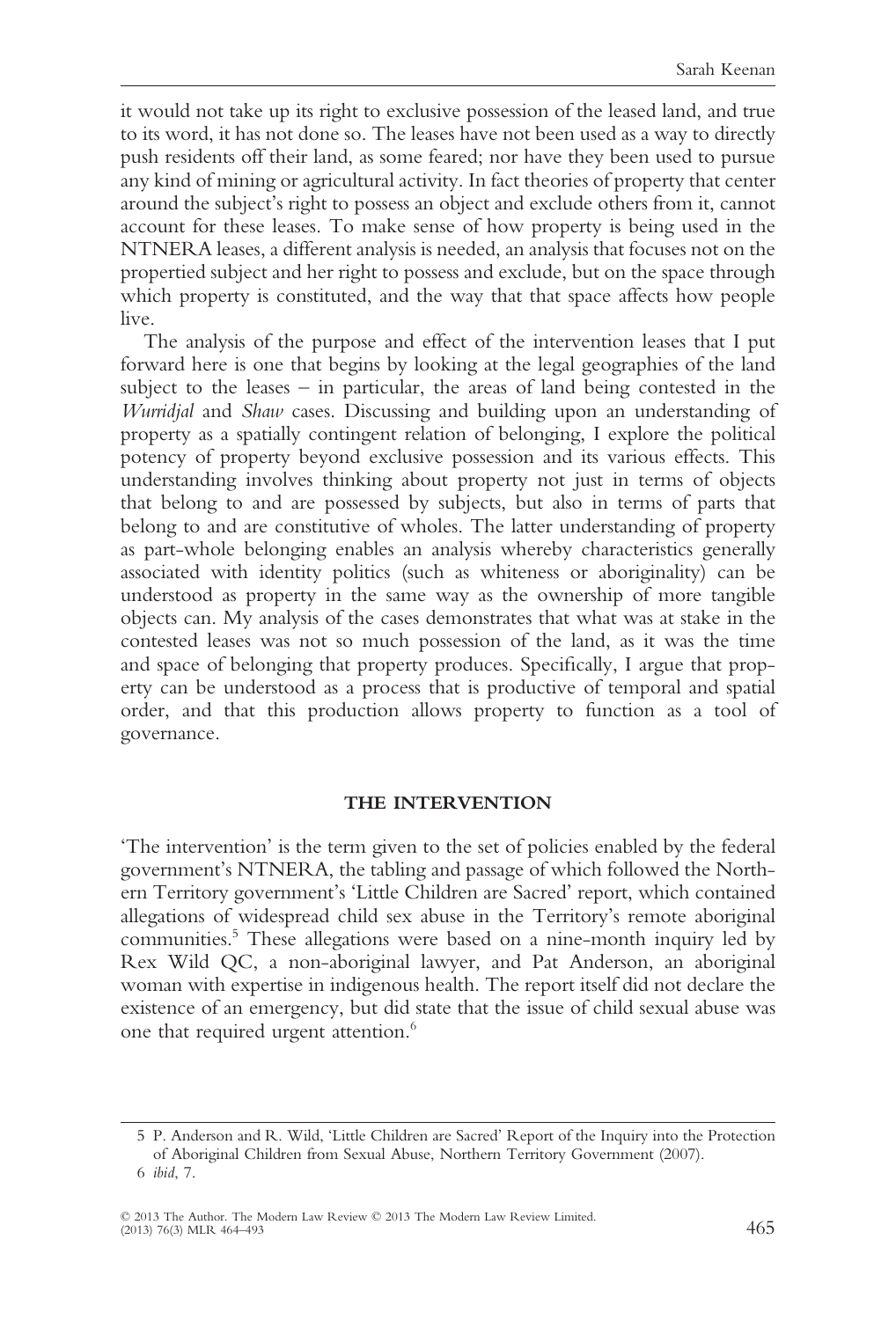it would not take up its right to exclusive possession of the leased land, and true to its word, it has not done so. The leases have not been used as a way to directly push residents off their land, as some feared; nor have they been used to pursue any kind of mining or agricultural activity. In fact theories of property that center around the subject's right to possess an object and exclude others from it, cannot account for these leases. To make sense of how property is being used in the NTNERA leases, a different analysis is needed, an analysis that focuses not on the propertied subject and her right to possess and exclude, but on the space through which property is constituted, and the way that that space affects how people live.

The analysis of the purpose and effect of the intervention leases that I put forward here is one that begins by looking at the legal geographies of the land subject to the leases – in particular, the areas of land being contested in the *Wurridjal* and *Shaw* cases. Discussing and building upon an understanding of property as a spatially contingent relation of belonging, I explore the political potency of property beyond exclusive possession and its various effects. This understanding involves thinking about property not just in terms of objects that belong to and are possessed by subjects, but also in terms of parts that belong to and are constitutive of wholes. The latter understanding of property as part-whole belonging enables an analysis whereby characteristics generally associated with identity politics (such as whiteness or aboriginality) can be understood as property in the same way as the ownership of more tangible objects can. My analysis of the cases demonstrates that what was at stake in the contested leases was not so much possession of the land, as it was the time and space of belonging that property produces. Specifically, I argue that property can be understood as a process that is productive of temporal and spatial order, and that this production allows property to function as a tool of governance.

## THE INTERVENTION

'The intervention' is the term given to the set of policies enabled by the federal government's NTNERA, the tabling and passage of which followed the Northern Territory government's 'Little Children are Sacred' report, which contained allegations of widespread child sex abuse in the Territory's remote aboriginal communities.[5] These allegations were based on a nine-month inquiry led by Rex Wild QC, a non-aboriginal lawyer, and Pat Anderson, an aboriginal woman with expertise in indigenous health. The report itself did not declare the existence of an emergency, but did state that the issue of child sexual abuse was one that required urgent attention.[6]

5 P. Anderson and R. Wild, 'Little Children are Sacred' Report of the Inquiry into the Protection of Aboriginal Children from Sexual Abuse, Northern Territory Government (2007).

6 *ibid*, 7.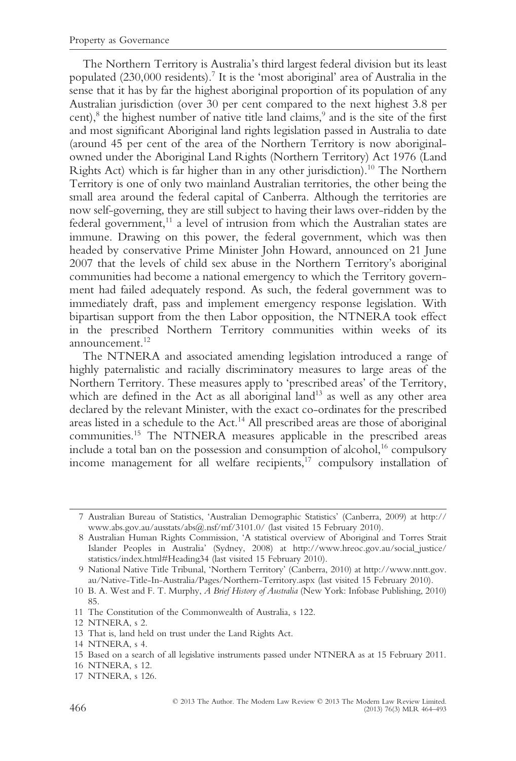The Northern Territory is Australia's third largest federal division but its least populated (230,000 residents).[7] It is the 'most aboriginal' area of Australia in the sense that it has by far the highest aboriginal proportion of its population of any Australian jurisdiction (over 30 per cent compared to the next highest 3.8 per cent),[8] the highest number of native title land claims,[9] and is the site of the first and most significant Aboriginal land rights legislation passed in Australia to date (around 45 per cent of the area of the Northern Territory is now aboriginal-owned under the Aboriginal Land Rights (Northern Territory) Act 1976 (Land Rights Act) which is far higher than in any other jurisdiction).[10] The Northern Territory is one of only two mainland Australian territories, the other being the small area around the federal capital of Canberra. Although the territories are now self-governing, they are still subject to having their laws over-ridden by the federal government,[11] a level of intrusion from which the Australian states are immune. Drawing on this power, the federal government, which was then headed by conservative Prime Minister John Howard, announced on 21 June 2007 that the levels of child sex abuse in the Northern Territory's aboriginal communities had become a national emergency to which the Territory government had failed adequately respond. As such, the federal government was to immediately draft, pass and implement emergency response legislation. With bipartisan support from the then Labor opposition, the NTNERA took effect in the prescribed Northern Territory communities within weeks of its announcement.[12]

The NTNERA and associated amending legislation introduced a range of highly paternalistic and racially discriminatory measures to large areas of the Northern Territory. These measures apply to 'prescribed areas' of the Territory, which are defined in the Act as all aboriginal land[13] as well as any other area declared by the relevant Minister, with the exact co-ordinates for the prescribed areas listed in a schedule to the Act.[14] All prescribed areas are those of aboriginal communities.[15] The NTNERA measures applicable in the prescribed areas include a total ban on the possession and consumption of alcohol,[16] compulsory income management for all welfare recipients,[17] compulsory installation of

---

7 Australian Bureau of Statistics, 'Australian Demographic Statistics' (Canberra, 2009) at http://www.abs.gov.au/ausstats/abs@.nsf/mf/3101.0/ (last visited 15 February 2010).

8 Australian Human Rights Commission, 'A statistical overview of Aboriginal and Torres Strait Islander Peoples in Australia' (Sydney, 2008) at http://www.hreoc.gov.au/social_justice/statistics/index.html#Heading34 (last visited 15 February 2010).

9 National Native Title Tribunal, 'Northern Territory' (Canberra, 2010) at http://www.nntt.gov.au/Native-Title-In-Australia/Pages/Northern-Territory.aspx (last visited 15 February 2010).

10 B. A. West and F. T. Murphy, *A Brief History of Australia* (New York: Infobase Publishing, 2010) 85.

11 The Constitution of the Commonwealth of Australia, s 122.

12 NTNERA, s 2.

13 That is, land held on trust under the Land Rights Act.

14 NTNERA, s 4.

15 Based on a search of all legislative instruments passed under NTNERA as at 15 February 2011.

16 NTNERA, s 12.

17 NTNERA, s 126.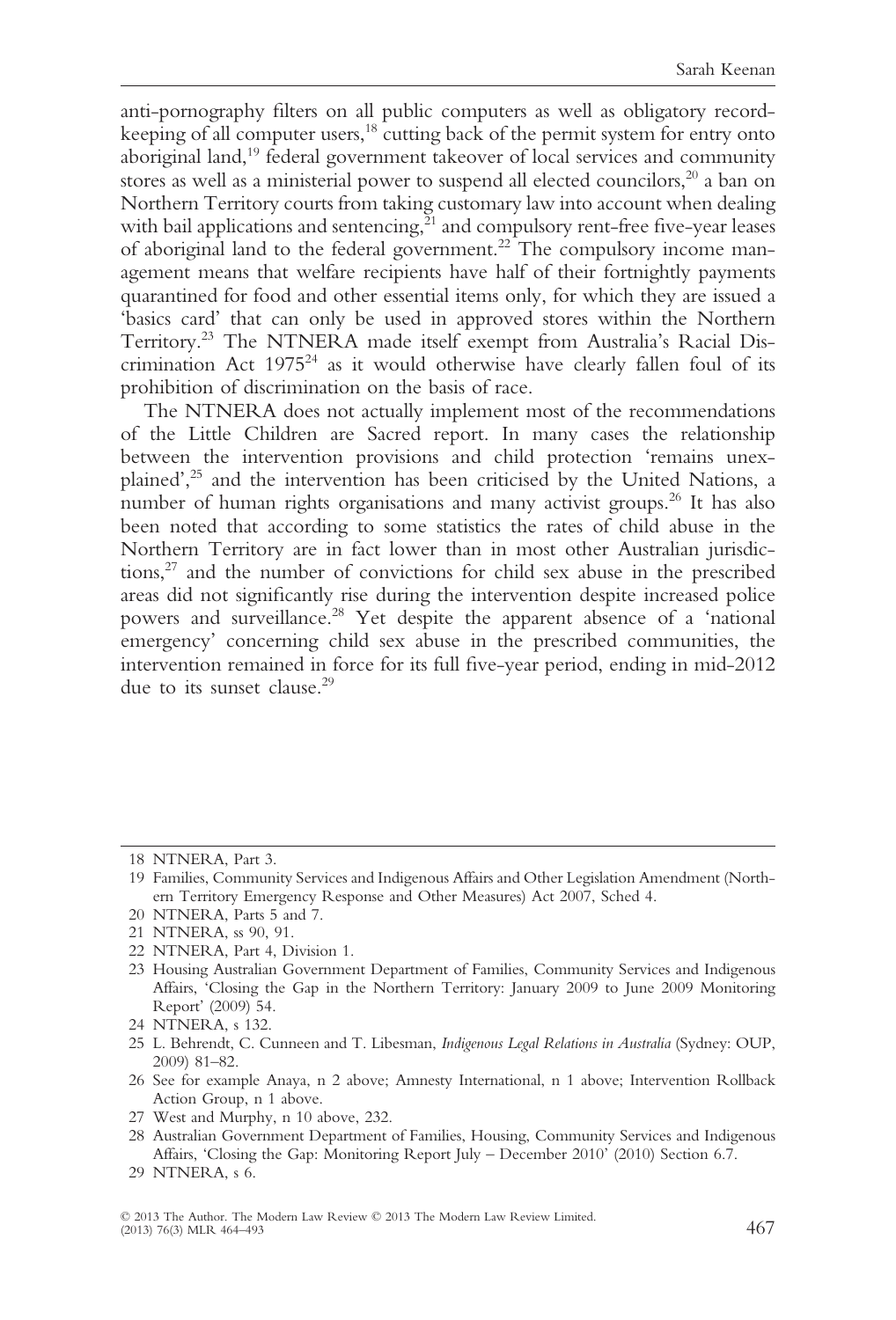anti-pornography filters on all public computers as well as obligatory record-keeping of all computer users,[18] cutting back of the permit system for entry onto aboriginal land,[19] federal government takeover of local services and community stores as well as a ministerial power to suspend all elected councilors,[20] a ban on Northern Territory courts from taking customary law into account when dealing with bail applications and sentencing,[21] and compulsory rent-free five-year leases of aboriginal land to the federal government.[22] The compulsory income management means that welfare recipients have half of their fortnightly payments quarantined for food and other essential items only, for which they are issued a 'basics card' that can only be used in approved stores within the Northern Territory.[23] The NTNERA made itself exempt from Australia's Racial Discrimination Act 1975[24] as it would otherwise have clearly fallen foul of its prohibition of discrimination on the basis of race.

The NTNERA does not actually implement most of the recommendations of the Little Children are Sacred report. In many cases the relationship between the intervention provisions and child protection 'remains unexplained',[25] and the intervention has been criticised by the United Nations, a number of human rights organisations and many activist groups.[26] It has also been noted that according to some statistics the rates of child abuse in the Northern Territory are in fact lower than in most other Australian jurisdictions,[27] and the number of convictions for child sex abuse in the prescribed areas did not significantly rise during the intervention despite increased police powers and surveillance.[28] Yet despite the apparent absence of a 'national emergency' concerning child sex abuse in the prescribed communities, the intervention remained in force for its full five-year period, ending in mid-2012 due to its sunset clause.[29]

---

18 NTNERA, Part 3.

19 Families, Community Services and Indigenous Affairs and Other Legislation Amendment (Northern Territory Emergency Response and Other Measures) Act 2007, Sched 4.

20 NTNERA, Parts 5 and 7.

21 NTNERA, ss 90, 91.

22 NTNERA, Part 4, Division 1.

23 Housing Australian Government Department of Families, Community Services and Indigenous Affairs, 'Closing the Gap in the Northern Territory: January 2009 to June 2009 Monitoring Report' (2009) 54.

24 NTNERA, s 132.

25 L. Behrendt, C. Cunneen and T. Libesman, *Indigenous Legal Relations in Australia* (Sydney: OUP, 2009) 81–82.

26 See for example Anaya, n 2 above; Amnesty International, n 1 above; Intervention Rollback Action Group, n 1 above.

27 West and Murphy, n 10 above, 232.

28 Australian Government Department of Families, Housing, Community Services and Indigenous Affairs, 'Closing the Gap: Monitoring Report July – December 2010' (2010) Section 6.7.

29 NTNERA, s 6.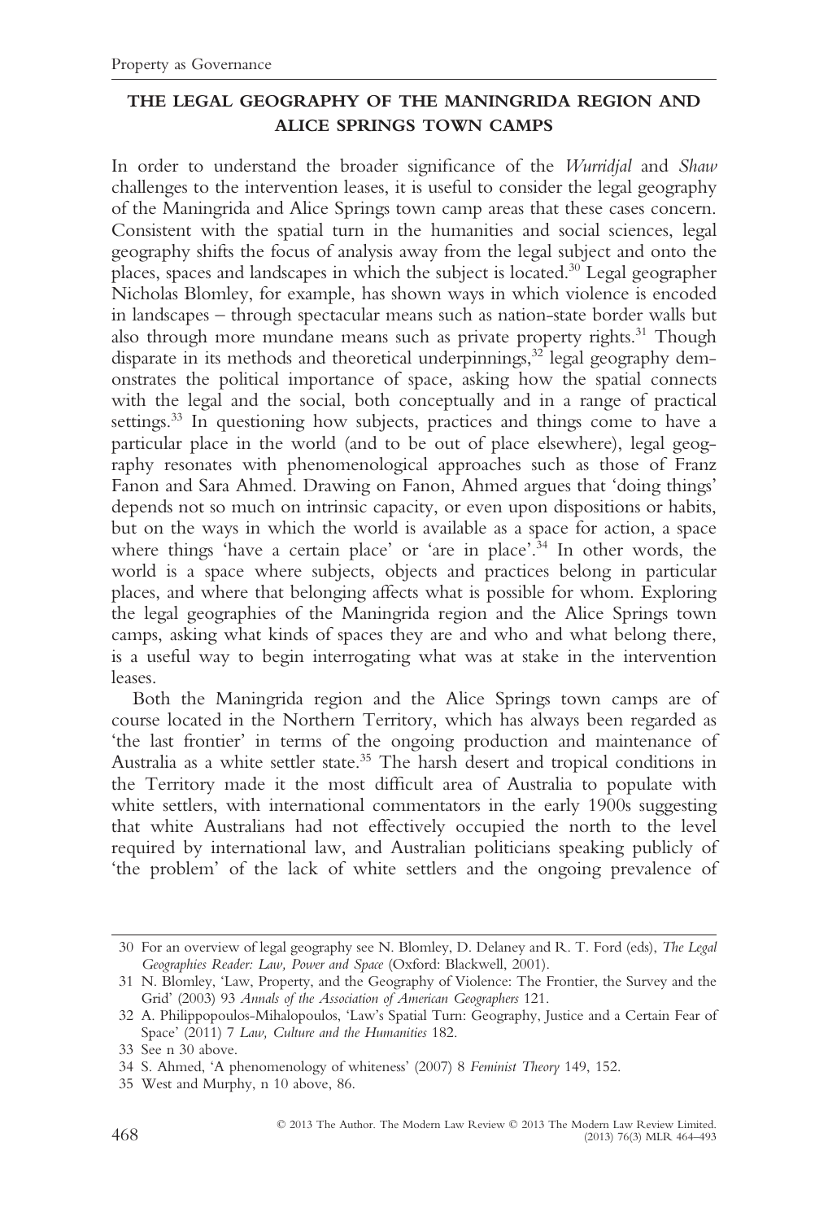## THE LEGAL GEOGRAPHY OF THE MANINGRIDA REGION AND ALICE SPRINGS TOWN CAMPS

In order to understand the broader significance of the *Wurridjal* and *Shaw* challenges to the intervention leases, it is useful to consider the legal geography of the Maningrida and Alice Springs town camp areas that these cases concern. Consistent with the spatial turn in the humanities and social sciences, legal geography shifts the focus of analysis away from the legal subject and onto the places, spaces and landscapes in which the subject is located.[30] Legal geographer Nicholas Blomley, for example, has shown ways in which violence is encoded in landscapes – through spectacular means such as nation-state border walls but also through more mundane means such as private property rights.[31] Though disparate in its methods and theoretical underpinnings,[32] legal geography demonstrates the political importance of space, asking how the spatial connects with the legal and the social, both conceptually and in a range of practical settings.[33] In questioning how subjects, practices and things come to have a particular place in the world (and to be out of place elsewhere), legal geography resonates with phenomenological approaches such as those of Franz Fanon and Sara Ahmed. Drawing on Fanon, Ahmed argues that 'doing things' depends not so much on intrinsic capacity, or even upon dispositions or habits, but on the ways in which the world is available as a space for action, a space where things 'have a certain place' or 'are in place'.[34] In other words, the world is a space where subjects, objects and practices belong in particular places, and where that belonging affects what is possible for whom. Exploring the legal geographies of the Maningrida region and the Alice Springs town camps, asking what kinds of spaces they are and who and what belong there, is a useful way to begin interrogating what was at stake in the intervention leases.

Both the Maningrida region and the Alice Springs town camps are of course located in the Northern Territory, which has always been regarded as 'the last frontier' in terms of the ongoing production and maintenance of Australia as a white settler state.[35] The harsh desert and tropical conditions in the Territory made it the most difficult area of Australia to populate with white settlers, with international commentators in the early 1900s suggesting that white Australians had not effectively occupied the north to the level required by international law, and Australian politicians speaking publicly of 'the problem' of the lack of white settlers and the ongoing prevalence of

---

30 For an overview of legal geography see N. Blomley, D. Delaney and R. T. Ford (eds), *The Legal Geographies Reader: Law, Power and Space* (Oxford: Blackwell, 2001).

31 N. Blomley, 'Law, Property, and the Geography of Violence: The Frontier, the Survey and the Grid' (2003) 93 *Annals of the Association of American Geographers* 121.

32 A. Philippopoulos-Mihalopoulos, 'Law's Spatial Turn: Geography, Justice and a Certain Fear of Space' (2011) 7 *Law, Culture and the Humanities* 182.

33 See n 30 above.

34 S. Ahmed, 'A phenomenology of whiteness' (2007) 8 *Feminist Theory* 149, 152.

35 West and Murphy, n 10 above, 86.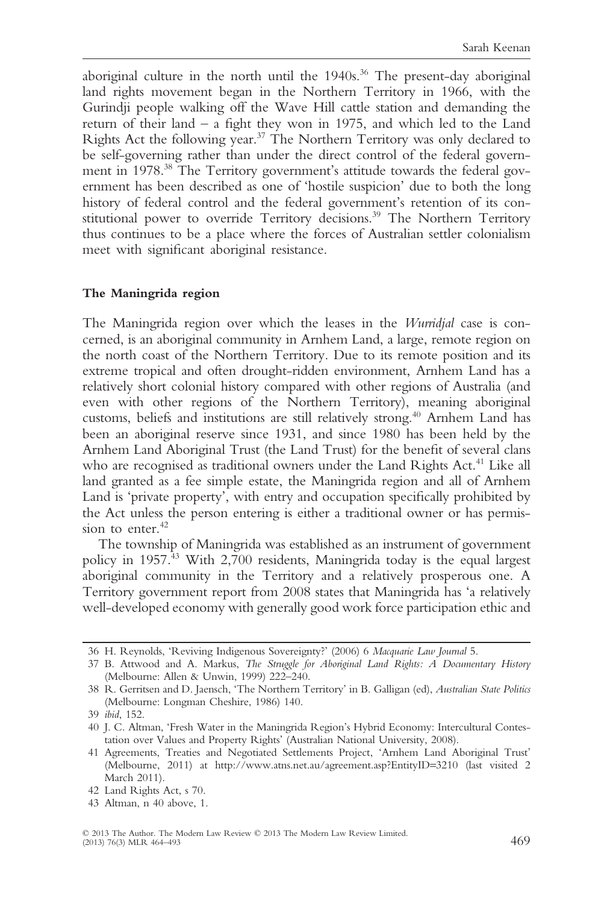aboriginal culture in the north until the 1940s.[36] The present-day aboriginal land rights movement began in the Northern Territory in 1966, with the Gurindji people walking off the Wave Hill cattle station and demanding the return of their land – a fight they won in 1975, and which led to the Land Rights Act the following year.[37] The Northern Territory was only declared to be self-governing rather than under the direct control of the federal government in 1978.[38] The Territory government's attitude towards the federal government has been described as one of 'hostile suspicion' due to both the long history of federal control and the federal government's retention of its constitutional power to override Territory decisions.[39] The Northern Territory thus continues to be a place where the forces of Australian settler colonialism meet with significant aboriginal resistance.

### The Maningrida region

The Maningrida region over which the leases in the *Wurridjal* case is concerned, is an aboriginal community in Arnhem Land, a large, remote region on the north coast of the Northern Territory. Due to its remote position and its extreme tropical and often drought-ridden environment, Arnhem Land has a relatively short colonial history compared with other regions of Australia (and even with other regions of the Northern Territory), meaning aboriginal customs, beliefs and institutions are still relatively strong.[40] Arnhem Land has been an aboriginal reserve since 1931, and since 1980 has been held by the Arnhem Land Aboriginal Trust (the Land Trust) for the benefit of several clans who are recognised as traditional owners under the Land Rights Act.[41] Like all land granted as a fee simple estate, the Maningrida region and all of Arnhem Land is 'private property', with entry and occupation specifically prohibited by the Act unless the person entering is either a traditional owner or has permission to enter.[42]

The township of Maningrida was established as an instrument of government policy in 1957.[43] With 2,700 residents, Maningrida today is the equal largest aboriginal community in the Territory and a relatively prosperous one. A Territory government report from 2008 states that Maningrida has 'a relatively well-developed economy with generally good work force participation ethic and

---

36 H. Reynolds, 'Reviving Indigenous Sovereignty?' (2006) 6 *Macquarie Law Journal* 5.

37 B. Attwood and A. Markus, *The Struggle for Aboriginal Land Rights: A Documentary History* (Melbourne: Allen & Unwin, 1999) 222–240.

38 R. Gerritsen and D. Jaensch, 'The Northern Territory' in B. Galligan (ed), *Australian State Politics* (Melbourne: Longman Cheshire, 1986) 140.

39 *ibid*, 152.

40 J. C. Altman, 'Fresh Water in the Maningrida Region's Hybrid Economy: Intercultural Contestation over Values and Property Rights' (Australian National University, 2008).

41 Agreements, Treaties and Negotiated Settlements Project, 'Arnhem Land Aboriginal Trust' (Melbourne, 2011) at http://www.atns.net.au/agreement.asp?EntityID=3210 (last visited 2 March 2011).

42 Land Rights Act, s 70.

43 Altman, n 40 above, 1.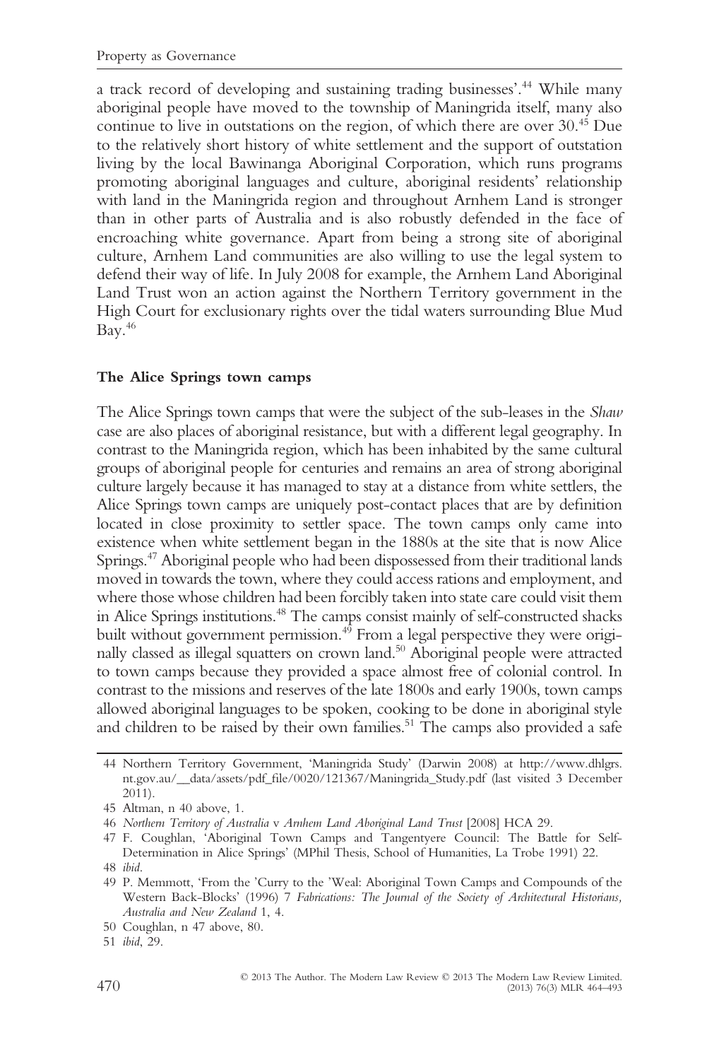a track record of developing and sustaining trading businesses'.[44] While many aboriginal people have moved to the township of Maningrida itself, many also continue to live in outstations on the region, of which there are over 30.[45] Due to the relatively short history of white settlement and the support of outstation living by the local Bawinanga Aboriginal Corporation, which runs programs promoting aboriginal languages and culture, aboriginal residents' relationship with land in the Maningrida region and throughout Arnhem Land is stronger than in other parts of Australia and is also robustly defended in the face of encroaching white governance. Apart from being a strong site of aboriginal culture, Arnhem Land communities are also willing to use the legal system to defend their way of life. In July 2008 for example, the Arnhem Land Aboriginal Land Trust won an action against the Northern Territory government in the High Court for exclusionary rights over the tidal waters surrounding Blue Mud Bay.[46]

**The Alice Springs town camps**

The Alice Springs town camps that were the subject of the sub-leases in the *Shaw* case are also places of aboriginal resistance, but with a different legal geography. In contrast to the Maningrida region, which has been inhabited by the same cultural groups of aboriginal people for centuries and remains an area of strong aboriginal culture largely because it has managed to stay at a distance from white settlers, the Alice Springs town camps are uniquely post-contact places that are by definition located in close proximity to settler space. The town camps only came into existence when white settlement began in the 1880s at the site that is now Alice Springs.[47] Aboriginal people who had been dispossessed from their traditional lands moved in towards the town, where they could access rations and employment, and where those whose children had been forcibly taken into state care could visit them in Alice Springs institutions.[48] The camps consist mainly of self-constructed shacks built without government permission.[49] From a legal perspective they were originally classed as illegal squatters on crown land.[50] Aboriginal people were attracted to town camps because they provided a space almost free of colonial control. In contrast to the missions and reserves of the late 1800s and early 1900s, town camps allowed aboriginal languages to be spoken, cooking to be done in aboriginal style and children to be raised by their own families.[51] The camps also provided a safe

---

44 Northern Territory Government, 'Maningrida Study' (Darwin 2008) at http://www.dhlgrs.nt.gov.au/__data/assets/pdf_file/0020/121367/Maningrida_Study.pdf (last visited 3 December 2011).

45 Altman, n 40 above, 1.

46 *Northern Territory of Australia* v *Arnhem Land Aboriginal Land Trust* [2008] HCA 29.

47 F. Coughlan, 'Aboriginal Town Camps and Tangentyere Council: The Battle for Self-Determination in Alice Springs' (MPhil Thesis, School of Humanities, La Trobe 1991) 22.

48 *ibid*.

49 P. Memmott, 'From the 'Curry to the 'Weal: Aboriginal Town Camps and Compounds of the Western Back-Blocks' (1996) 7 *Fabrications: The Journal of the Society of Architectural Historians, Australia and New Zealand* 1, 4.

50 Coughlan, n 47 above, 80.

51 *ibid*, 29.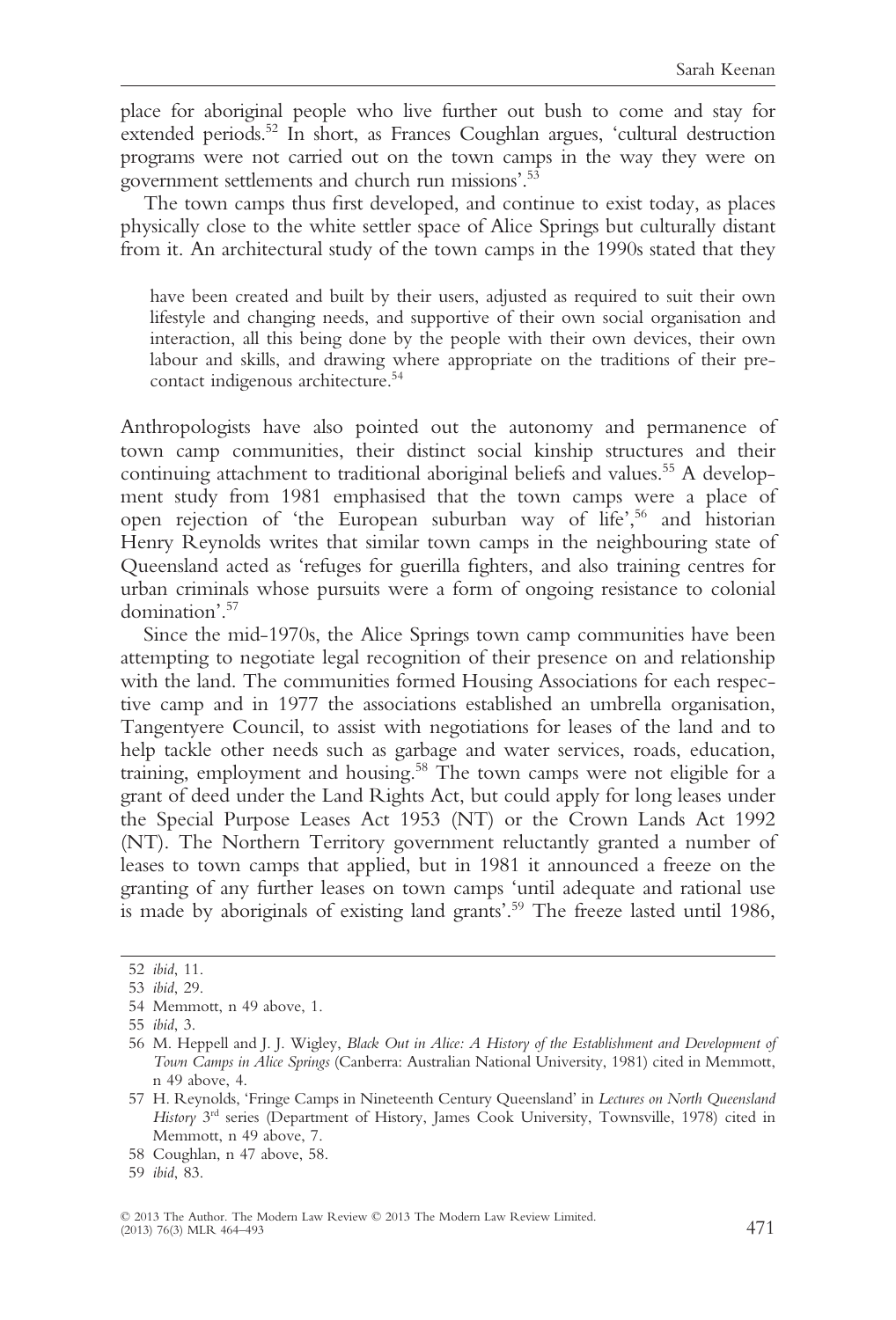place for aboriginal people who live further out bush to come and stay for extended periods.[52] In short, as Frances Coughlan argues, 'cultural destruction programs were not carried out on the town camps in the way they were on government settlements and church run missions'.[53]

The town camps thus first developed, and continue to exist today, as places physically close to the white settler space of Alice Springs but culturally distant from it. An architectural study of the town camps in the 1990s stated that they

> have been created and built by their users, adjusted as required to suit their own lifestyle and changing needs, and supportive of their own social organisation and interaction, all this being done by the people with their own devices, their own labour and skills, and drawing where appropriate on the traditions of their pre-contact indigenous architecture.[54]

Anthropologists have also pointed out the autonomy and permanence of town camp communities, their distinct social kinship structures and their continuing attachment to traditional aboriginal beliefs and values.[55] A development study from 1981 emphasised that the town camps were a place of open rejection of 'the European suburban way of life',[56] and historian Henry Reynolds writes that similar town camps in the neighbouring state of Queensland acted as 'refuges for guerilla fighters, and also training centres for urban criminals whose pursuits were a form of ongoing resistance to colonial domination'.[57]

Since the mid-1970s, the Alice Springs town camp communities have been attempting to negotiate legal recognition of their presence on and relationship with the land. The communities formed Housing Associations for each respective camp and in 1977 the associations established an umbrella organisation, Tangentyere Council, to assist with negotiations for leases of the land and to help tackle other needs such as garbage and water services, roads, education, training, employment and housing.[58] The town camps were not eligible for a grant of deed under the Land Rights Act, but could apply for long leases under the Special Purpose Leases Act 1953 (NT) or the Crown Lands Act 1992 (NT). The Northern Territory government reluctantly granted a number of leases to town camps that applied, but in 1981 it announced a freeze on the granting of any further leases on town camps 'until adequate and rational use is made by aboriginals of existing land grants'.[59] The freeze lasted until 1986,

52 *ibid*, 11.

53 *ibid*, 29.

54 Memmott, n 49 above, 1.

55 *ibid*, 3.

56 M. Heppell and J. J. Wigley, *Black Out in Alice: A History of the Establishment and Development of Town Camps in Alice Springs* (Canberra: Australian National University, 1981) cited in Memmott, n 49 above, 4.

57 H. Reynolds, 'Fringe Camps in Nineteenth Century Queensland' in *Lectures on North Queensland History* 3rd series (Department of History, James Cook University, Townsville, 1978) cited in Memmott, n 49 above, 7.

58 Coughlan, n 47 above, 58.

59 *ibid*, 83.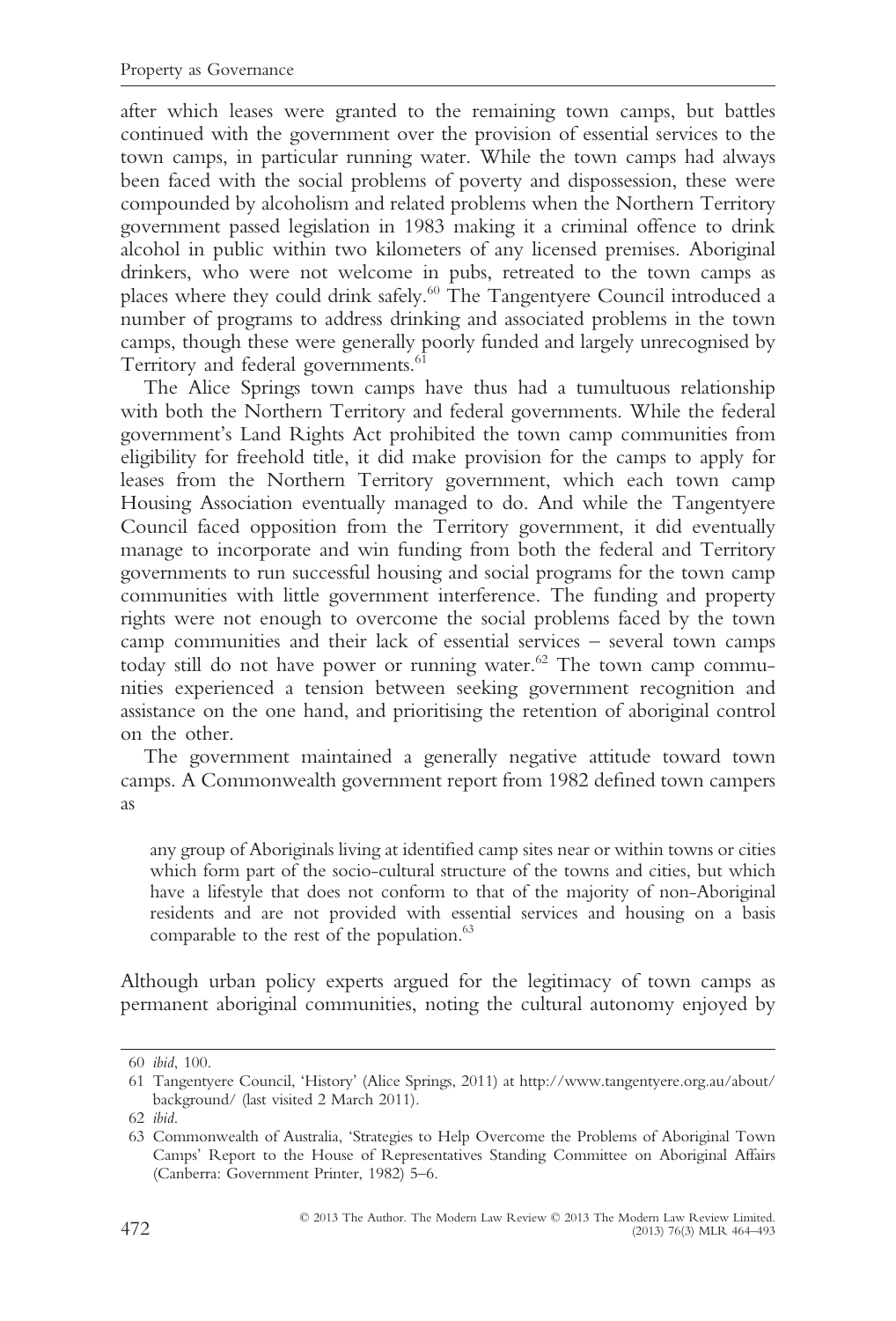after which leases were granted to the remaining town camps, but battles continued with the government over the provision of essential services to the town camps, in particular running water. While the town camps had always been faced with the social problems of poverty and dispossession, these were compounded by alcoholism and related problems when the Northern Territory government passed legislation in 1983 making it a criminal offence to drink alcohol in public within two kilometers of any licensed premises. Aboriginal drinkers, who were not welcome in pubs, retreated to the town camps as places where they could drink safely.[60] The Tangentyere Council introduced a number of programs to address drinking and associated problems in the town camps, though these were generally poorly funded and largely unrecognised by Territory and federal governments.[61]

The Alice Springs town camps have thus had a tumultuous relationship with both the Northern Territory and federal governments. While the federal government's Land Rights Act prohibited the town camp communities from eligibility for freehold title, it did make provision for the camps to apply for leases from the Northern Territory government, which each town camp Housing Association eventually managed to do. And while the Tangentyere Council faced opposition from the Territory government, it did eventually manage to incorporate and win funding from both the federal and Territory governments to run successful housing and social programs for the town camp communities with little government interference. The funding and property rights were not enough to overcome the social problems faced by the town camp communities and their lack of essential services – several town camps today still do not have power or running water.[62] The town camp communities experienced a tension between seeking government recognition and assistance on the one hand, and prioritising the retention of aboriginal control on the other.

The government maintained a generally negative attitude toward town camps. A Commonwealth government report from 1982 defined town campers as

> any group of Aboriginals living at identified camp sites near or within towns or cities which form part of the socio-cultural structure of the towns and cities, but which have a lifestyle that does not conform to that of the majority of non-Aboriginal residents and are not provided with essential services and housing on a basis comparable to the rest of the population.[63]

Although urban policy experts argued for the legitimacy of town camps as permanent aboriginal communities, noting the cultural autonomy enjoyed by

---

60 *ibid*, 100.

61 Tangentyere Council, 'History' (Alice Springs, 2011) at http://www.tangentyere.org.au/about/background/ (last visited 2 March 2011).

62 *ibid*.

63 Commonwealth of Australia, 'Strategies to Help Overcome the Problems of Aboriginal Town Camps' Report to the House of Representatives Standing Committee on Aboriginal Affairs (Canberra: Government Printer, 1982) 5–6.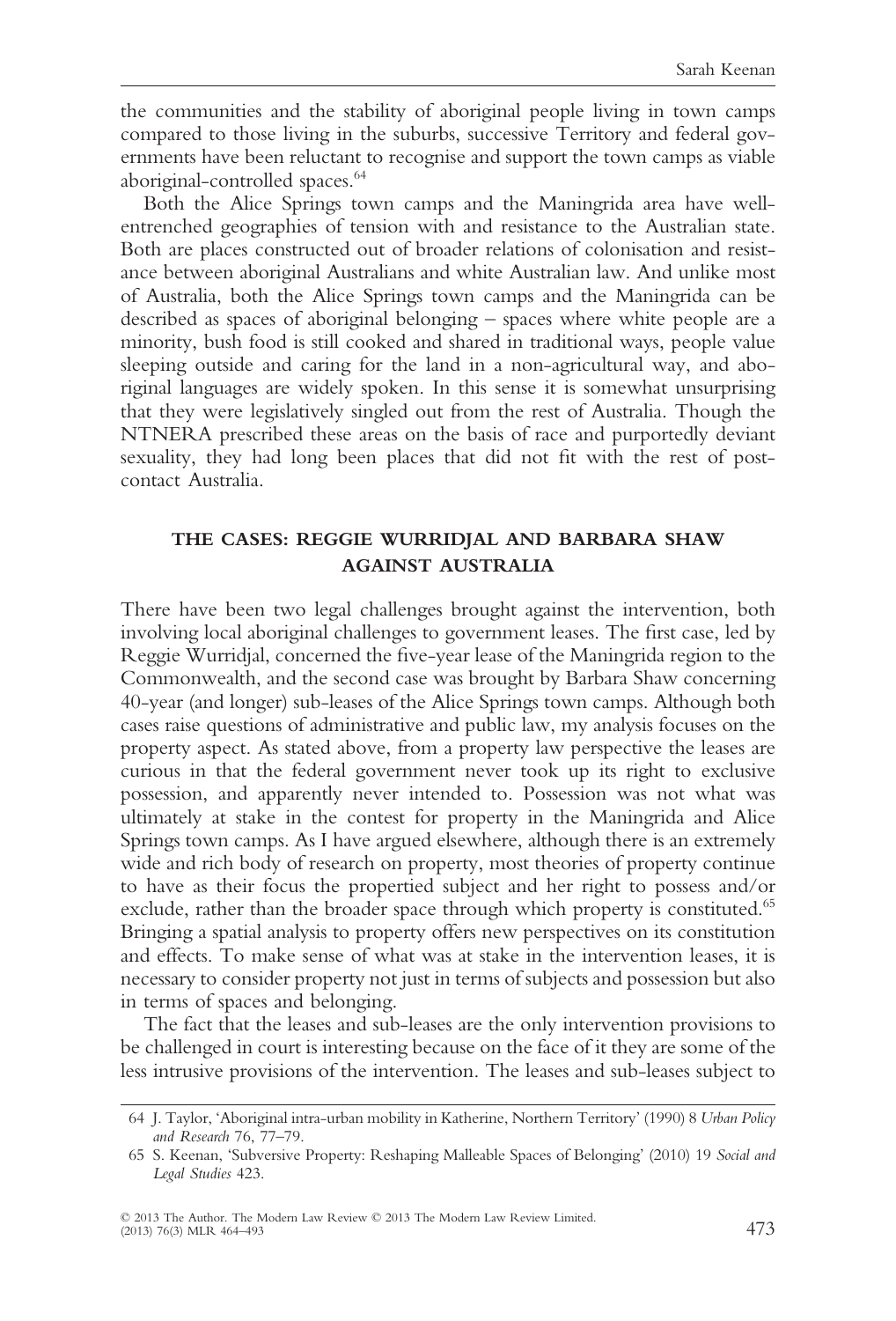the communities and the stability of aboriginal people living in town camps compared to those living in the suburbs, successive Territory and federal governments have been reluctant to recognise and support the town camps as viable aboriginal-controlled spaces.[64]

Both the Alice Springs town camps and the Maningrida area have well-entrenched geographies of tension with and resistance to the Australian state. Both are places constructed out of broader relations of colonisation and resistance between aboriginal Australians and white Australian law. And unlike most of Australia, both the Alice Springs town camps and the Maningrida can be described as spaces of aboriginal belonging – spaces where white people are a minority, bush food is still cooked and shared in traditional ways, people value sleeping outside and caring for the land in a non-agricultural way, and aboriginal languages are widely spoken. In this sense it is somewhat unsurprising that they were legislatively singled out from the rest of Australia. Though the NTNERA prescribed these areas on the basis of race and purportedly deviant sexuality, they had long been places that did not fit with the rest of post-contact Australia.

## THE CASES: REGGIE WURRIDJAL AND BARBARA SHAW AGAINST AUSTRALIA

There have been two legal challenges brought against the intervention, both involving local aboriginal challenges to government leases. The first case, led by Reggie Wurridjal, concerned the five-year lease of the Maningrida region to the Commonwealth, and the second case was brought by Barbara Shaw concerning 40-year (and longer) sub-leases of the Alice Springs town camps. Although both cases raise questions of administrative and public law, my analysis focuses on the property aspect. As stated above, from a property law perspective the leases are curious in that the federal government never took up its right to exclusive possession, and apparently never intended to. Possession was not what was ultimately at stake in the contest for property in the Maningrida and Alice Springs town camps. As I have argued elsewhere, although there is an extremely wide and rich body of research on property, most theories of property continue to have as their focus the propertied subject and her right to possess and/or exclude, rather than the broader space through which property is constituted.[65] Bringing a spatial analysis to property offers new perspectives on its constitution and effects. To make sense of what was at stake in the intervention leases, it is necessary to consider property not just in terms of subjects and possession but also in terms of spaces and belonging.

The fact that the leases and sub-leases are the only intervention provisions to be challenged in court is interesting because on the face of it they are some of the less intrusive provisions of the intervention. The leases and sub-leases subject to

64 J. Taylor, 'Aboriginal intra-urban mobility in Katherine, Northern Territory' (1990) 8 *Urban Policy and Research* 76, 77–79.

65 S. Keenan, 'Subversive Property: Reshaping Malleable Spaces of Belonging' (2010) 19 *Social and Legal Studies* 423.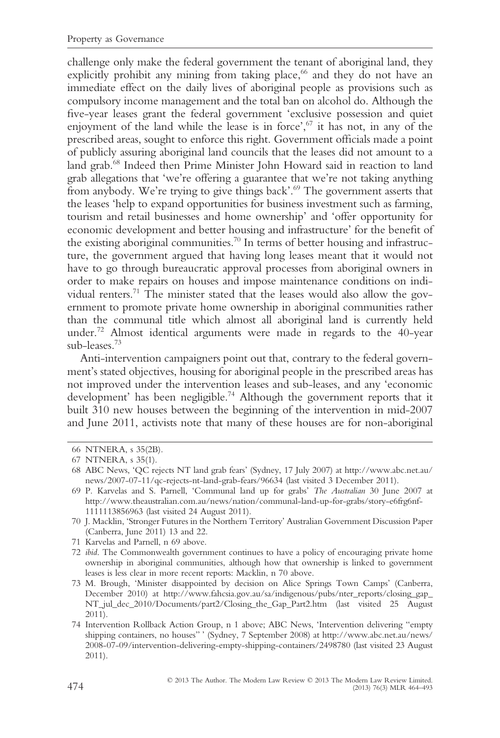challenge only make the federal government the tenant of aboriginal land, they explicitly prohibit any mining from taking place,[66] and they do not have an immediate effect on the daily lives of aboriginal people as provisions such as compulsory income management and the total ban on alcohol do. Although the five-year leases grant the federal government 'exclusive possession and quiet enjoyment of the land while the lease is in force',[67] it has not, in any of the prescribed areas, sought to enforce this right. Government officials made a point of publicly assuring aboriginal land councils that the leases did not amount to a land grab.[68] Indeed then Prime Minister John Howard said in reaction to land grab allegations that 'we're offering a guarantee that we're not taking anything from anybody. We're trying to give things back'.[69] The government asserts that the leases 'help to expand opportunities for business investment such as farming, tourism and retail businesses and home ownership' and 'offer opportunity for economic development and better housing and infrastructure' for the benefit of the existing aboriginal communities.[70] In terms of better housing and infrastructure, the government argued that having long leases meant that it would not have to go through bureaucratic approval processes from aboriginal owners in order to make repairs on houses and impose maintenance conditions on individual renters.[71] The minister stated that the leases would also allow the government to promote private home ownership in aboriginal communities rather than the communal title which almost all aboriginal land is currently held under.[72] Almost identical arguments were made in regards to the 40-year sub-leases.[73]

Anti-intervention campaigners point out that, contrary to the federal government's stated objectives, housing for aboriginal people in the prescribed areas has not improved under the intervention leases and sub-leases, and any 'economic development' has been negligible.[74] Although the government reports that it built 310 new houses between the beginning of the intervention in mid-2007 and June 2011, activists note that many of these houses are for non-aboriginal

---

66 NTNERA, s 35(2B).

67 NTNERA, s 35(1).

68 ABC News, 'QC rejects NT land grab fears' (Sydney, 17 July 2007) at http://www.abc.net.au/news/2007-07-11/qc-rejects-nt-land-grab-fears/96634 (last visited 3 December 2011).

69 P. Karvelas and S. Parnell, 'Communal land up for grabs' *The Australian* 30 June 2007 at http://www.theaustralian.com.au/news/nation/communal-land-up-for-grabs/story-e6frg6nf-1111113856963 (last visited 24 August 2011).

70 J. Macklin, 'Stronger Futures in the Northern Territory' Australian Government Discussion Paper (Canberra, June 2011) 13 and 22.

71 Karvelas and Parnell, n 69 above.

72 *ibid*. The Commonwealth government continues to have a policy of encouraging private home ownership in aboriginal communities, although how that ownership is linked to government leases is less clear in more recent reports: Macklin, n 70 above.

73 M. Brough, 'Minister disappointed by decision on Alice Springs Town Camps' (Canberra, December 2010) at http://www.fahcsia.gov.au/sa/indigenous/pubs/nter_reports/closing_gap_NT_jul_dec_2010/Documents/part2/Closing_the_Gap_Part2.htm (last visited 25 August 2011).

74 Intervention Rollback Action Group, n 1 above; ABC News, 'Intervention delivering "empty shipping containers, no houses" ' (Sydney, 7 September 2008) at http://www.abc.net.au/news/2008-07-09/intervention-delivering-empty-shipping-containers/2498780 (last visited 23 August 2011).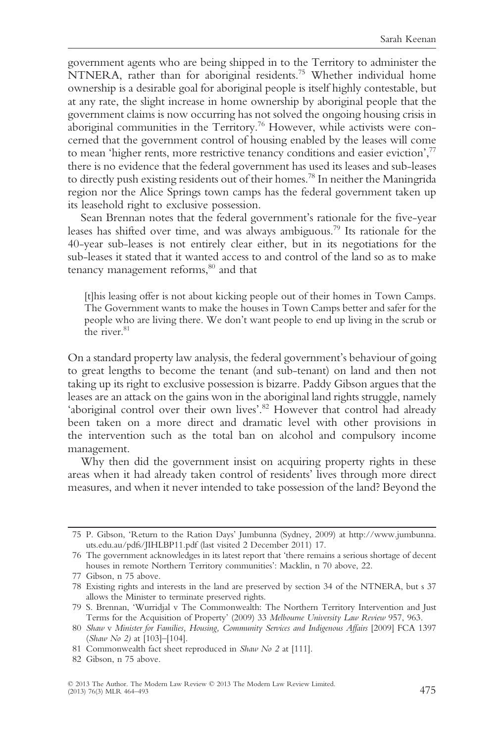government agents who are being shipped in to the Territory to administer the NTNERA, rather than for aboriginal residents.[75] Whether individual home ownership is a desirable goal for aboriginal people is itself highly contestable, but at any rate, the slight increase in home ownership by aboriginal people that the government claims is now occurring has not solved the ongoing housing crisis in aboriginal communities in the Territory.[76] However, while activists were concerned that the government control of housing enabled by the leases will come to mean 'higher rents, more restrictive tenancy conditions and easier eviction',[77] there is no evidence that the federal government has used its leases and sub-leases to directly push existing residents out of their homes.[78] In neither the Maningrida region nor the Alice Springs town camps has the federal government taken up its leasehold right to exclusive possession.

Sean Brennan notes that the federal government's rationale for the five-year leases has shifted over time, and was always ambiguous.[79] Its rationale for the 40-year sub-leases is not entirely clear either, but in its negotiations for the sub-leases it stated that it wanted access to and control of the land so as to make tenancy management reforms,[80] and that

> [t]his leasing offer is not about kicking people out of their homes in Town Camps. The Government wants to make the houses in Town Camps better and safer for the people who are living there. We don't want people to end up living in the scrub or the river.[81]

On a standard property law analysis, the federal government's behaviour of going to great lengths to become the tenant (and sub-tenant) on land and then not taking up its right to exclusive possession is bizarre. Paddy Gibson argues that the leases are an attack on the gains won in the aboriginal land rights struggle, namely 'aboriginal control over their own lives'.[82] However that control had already been taken on a more direct and dramatic level with other provisions in the intervention such as the total ban on alcohol and compulsory income management.

Why then did the government insist on acquiring property rights in these areas when it had already taken control of residents' lives through more direct measures, and when it never intended to take possession of the land? Beyond the

---

75 P. Gibson, 'Return to the Ration Days' Jumbunna (Sydney, 2009) at http://www.jumbunna.uts.edu.au/pdfs/JIHLBP11.pdf (last visited 2 December 2011) 17.

76 The government acknowledges in its latest report that 'there remains a serious shortage of decent houses in remote Northern Territory communities': Macklin, n 70 above, 22.

77 Gibson, n 75 above.

78 Existing rights and interests in the land are preserved by section 34 of the NTNERA, but s 37 allows the Minister to terminate preserved rights.

79 S. Brennan, 'Wurridjal v The Commonwealth: The Northern Territory Intervention and Just Terms for the Acquisition of Property' (2009) 33 *Melbourne University Law Review* 957, 963.

80 *Shaw* v *Minister for Families, Housing, Community Services and Indigenous Affairs* [2009] FCA 1397 (*Shaw No 2*) at [103]–[104].

81 Commonwealth fact sheet reproduced in *Shaw No 2* at [111].

82 Gibson, n 75 above.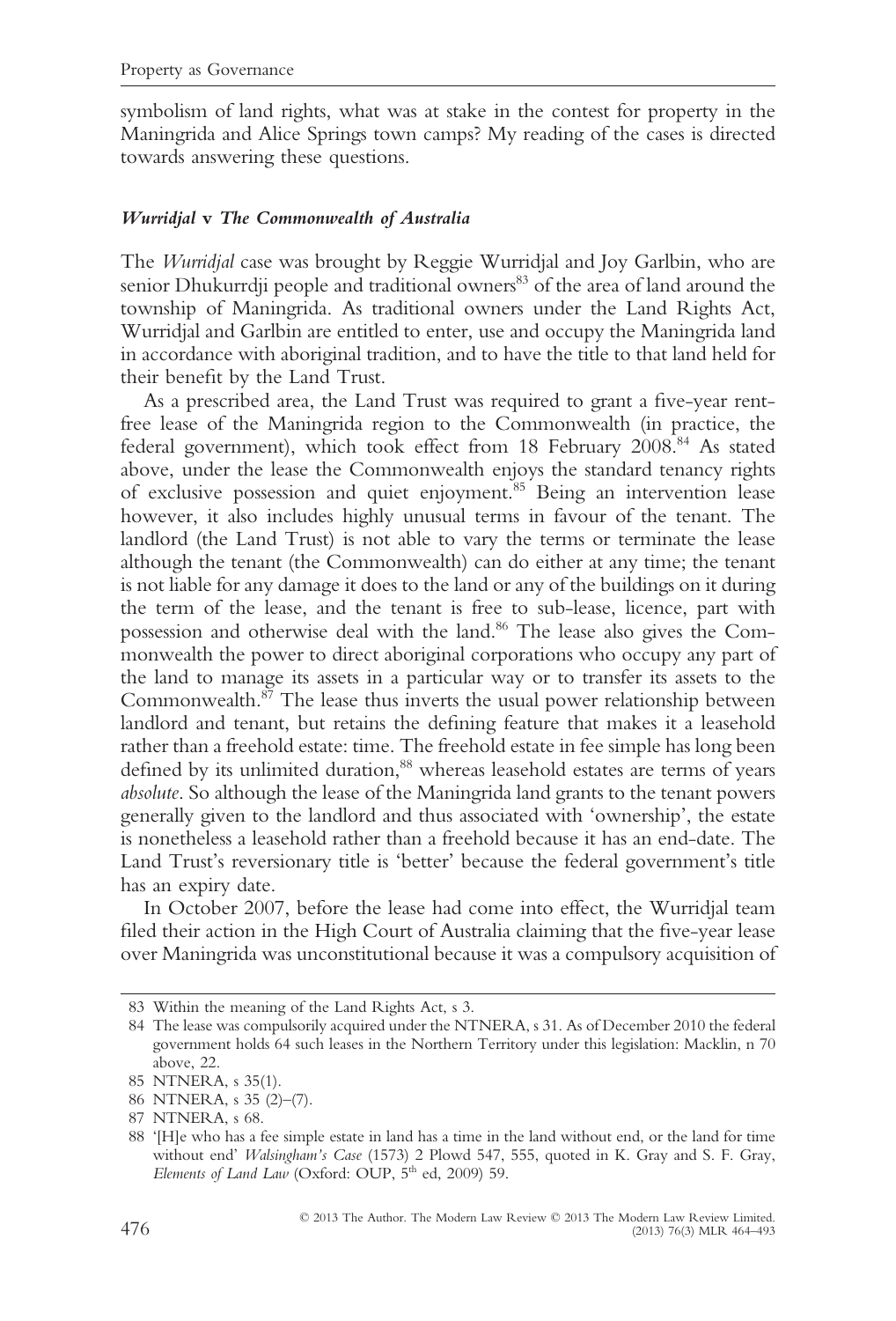symbolism of land rights, what was at stake in the contest for property in the Maningrida and Alice Springs town camps? My reading of the cases is directed towards answering these questions.

### *Wurridjal* v *The Commonwealth of Australia*

The *Wurridjal* case was brought by Reggie Wurridjal and Joy Garlbin, who are senior Dhukurrdji people and traditional owners[83] of the area of land around the township of Maningrida. As traditional owners under the Land Rights Act, Wurridjal and Garlbin are entitled to enter, use and occupy the Maningrida land in accordance with aboriginal tradition, and to have the title to that land held for their benefit by the Land Trust.

As a prescribed area, the Land Trust was required to grant a five-year rent-free lease of the Maningrida region to the Commonwealth (in practice, the federal government), which took effect from 18 February 2008.[84] As stated above, under the lease the Commonwealth enjoys the standard tenancy rights of exclusive possession and quiet enjoyment.[85] Being an intervention lease however, it also includes highly unusual terms in favour of the tenant. The landlord (the Land Trust) is not able to vary the terms or terminate the lease although the tenant (the Commonwealth) can do either at any time; the tenant is not liable for any damage it does to the land or any of the buildings on it during the term of the lease, and the tenant is free to sub-lease, licence, part with possession and otherwise deal with the land.[86] The lease also gives the Commonwealth the power to direct aboriginal corporations who occupy any part of the land to manage its assets in a particular way or to transfer its assets to the Commonwealth.[87] The lease thus inverts the usual power relationship between landlord and tenant, but retains the defining feature that makes it a leasehold rather than a freehold estate: time. The freehold estate in fee simple has long been defined by its unlimited duration,[88] whereas leasehold estates are terms of years *absolute*. So although the lease of the Maningrida land grants to the tenant powers generally given to the landlord and thus associated with 'ownership', the estate is nonetheless a leasehold rather than a freehold because it has an end-date. The Land Trust's reversionary title is 'better' because the federal government's title has an expiry date.

In October 2007, before the lease had come into effect, the Wurridjal team filed their action in the High Court of Australia claiming that the five-year lease over Maningrida was unconstitutional because it was a compulsory acquisition of

83 Within the meaning of the Land Rights Act, s 3.

84 The lease was compulsorily acquired under the NTNERA, s 31. As of December 2010 the federal government holds 64 such leases in the Northern Territory under this legislation: Macklin, n 70 above, 22.

85 NTNERA, s 35(1).

86 NTNERA, s 35 (2)–(7).

87 NTNERA, s 68.

88 '[H]e who has a fee simple estate in land has a time in the land without end, or the land for time without end' *Walsingham's Case* (1573) 2 Plowd 547, 555, quoted in K. Gray and S. F. Gray, *Elements of Land Law* (Oxford: OUP, 5th ed, 2009) 59.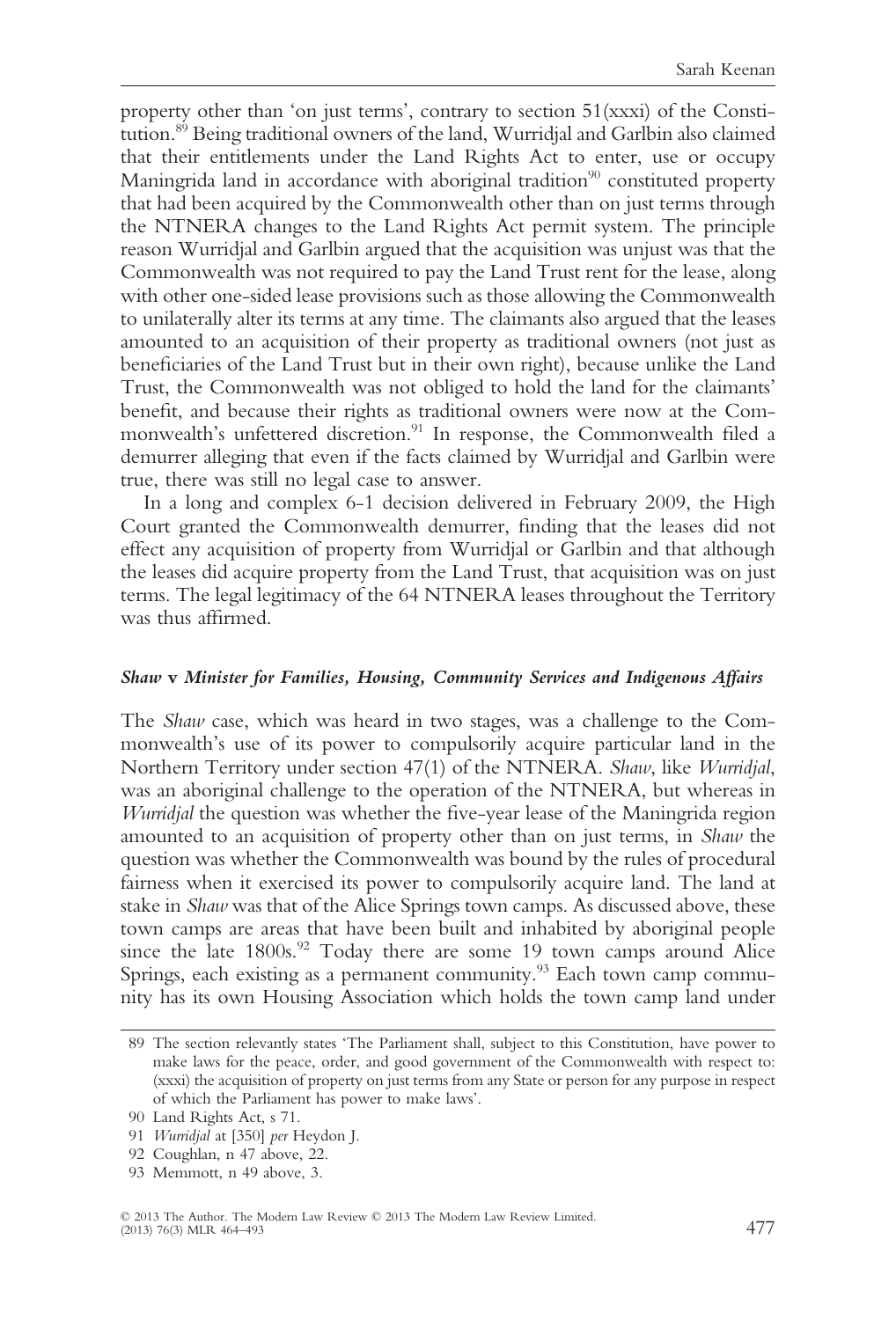property other than 'on just terms', contrary to section 51(xxxi) of the Constitution.[89] Being traditional owners of the land, Wurridjal and Garlbin also claimed that their entitlements under the Land Rights Act to enter, use or occupy Maningrida land in accordance with aboriginal tradition[90] constituted property that had been acquired by the Commonwealth other than on just terms through the NTNERA changes to the Land Rights Act permit system. The principle reason Wurridjal and Garlbin argued that the acquisition was unjust was that the Commonwealth was not required to pay the Land Trust rent for the lease, along with other one-sided lease provisions such as those allowing the Commonwealth to unilaterally alter its terms at any time. The claimants also argued that the leases amounted to an acquisition of their property as traditional owners (not just as beneficiaries of the Land Trust but in their own right), because unlike the Land Trust, the Commonwealth was not obliged to hold the land for the claimants' benefit, and because their rights as traditional owners were now at the Commonwealth's unfettered discretion.[91] In response, the Commonwealth filed a demurrer alleging that even if the facts claimed by Wurridjal and Garlbin were true, there was still no legal case to answer.

In a long and complex 6-1 decision delivered in February 2009, the High Court granted the Commonwealth demurrer, finding that the leases did not effect any acquisition of property from Wurridjal or Garlbin and that although the leases did acquire property from the Land Trust, that acquisition was on just terms. The legal legitimacy of the 64 NTNERA leases throughout the Territory was thus affirmed.

### *Shaw* v *Minister for Families, Housing, Community Services and Indigenous Affairs*

The *Shaw* case, which was heard in two stages, was a challenge to the Commonwealth's use of its power to compulsorily acquire particular land in the Northern Territory under section 47(1) of the NTNERA. *Shaw*, like *Wurridjal*, was an aboriginal challenge to the operation of the NTNERA, but whereas in *Wurridjal* the question was whether the five-year lease of the Maningrida region amounted to an acquisition of property other than on just terms, in *Shaw* the question was whether the Commonwealth was bound by the rules of procedural fairness when it exercised its power to compulsorily acquire land. The land at stake in *Shaw* was that of the Alice Springs town camps. As discussed above, these town camps are areas that have been built and inhabited by aboriginal people since the late 1800s.[92] Today there are some 19 town camps around Alice Springs, each existing as a permanent community.[93] Each town camp community has its own Housing Association which holds the town camp land under

89 The section relevantly states 'The Parliament shall, subject to this Constitution, have power to make laws for the peace, order, and good government of the Commonwealth with respect to: (xxxi) the acquisition of property on just terms from any State or person for any purpose in respect of which the Parliament has power to make laws'.

90 Land Rights Act, s 71.

91 *Wurridjal* at [350] *per* Heydon J.

92 Coughlan, n 47 above, 22.

93 Memmott, n 49 above, 3.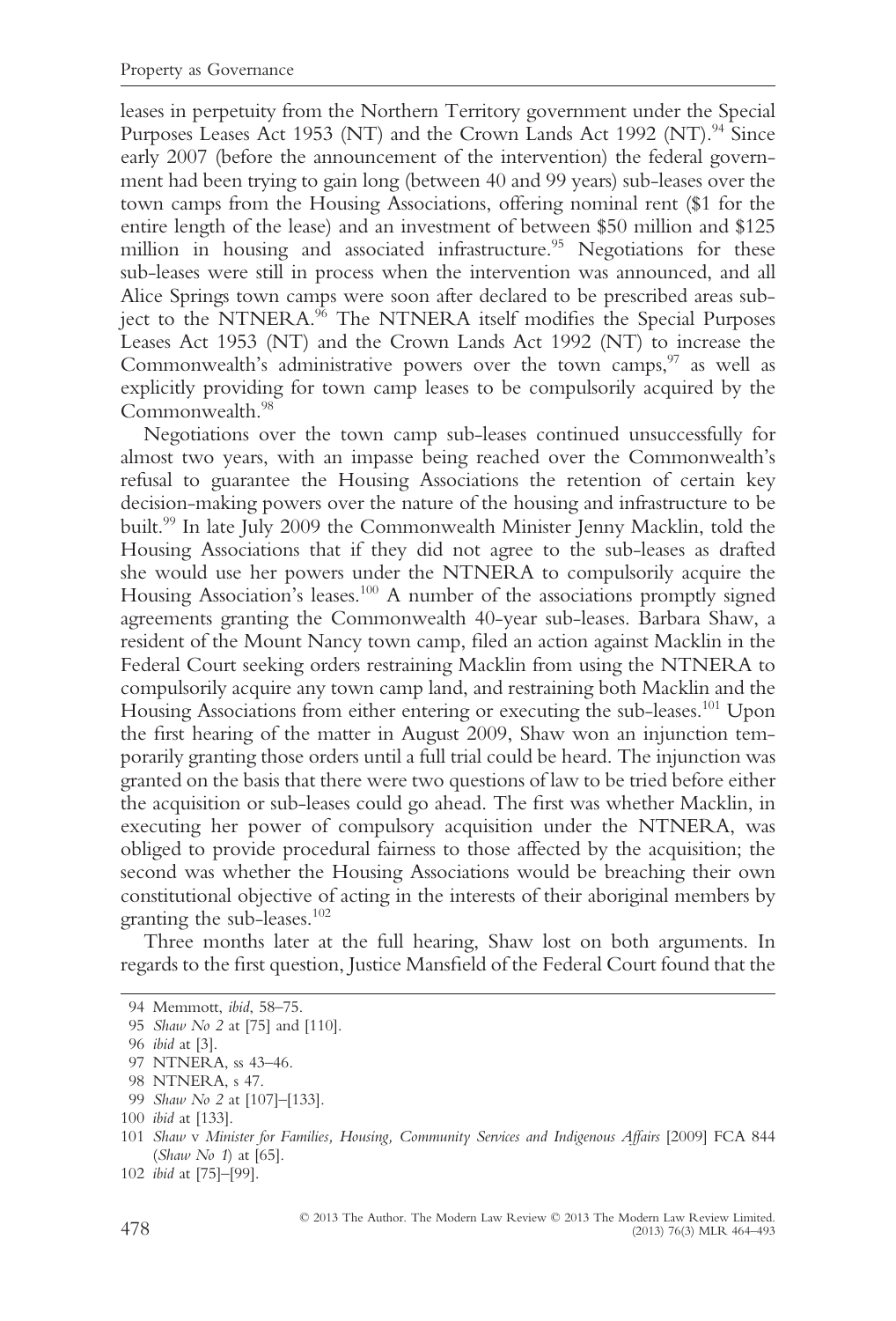leases in perpetuity from the Northern Territory government under the Special Purposes Leases Act 1953 (NT) and the Crown Lands Act 1992 (NT).[94] Since early 2007 (before the announcement of the intervention) the federal government had been trying to gain long (between 40 and 99 years) sub-leases over the town camps from the Housing Associations, offering nominal rent ($1 for the entire length of the lease) and an investment of between $50 million and $125 million in housing and associated infrastructure.[95] Negotiations for these sub-leases were still in process when the intervention was announced, and all Alice Springs town camps were soon after declared to be prescribed areas subject to the NTNERA.[96] The NTNERA itself modifies the Special Purposes Leases Act 1953 (NT) and the Crown Lands Act 1992 (NT) to increase the Commonwealth's administrative powers over the town camps,[97] as well as explicitly providing for town camp leases to be compulsorily acquired by the Commonwealth.[98]

Negotiations over the town camp sub-leases continued unsuccessfully for almost two years, with an impasse being reached over the Commonwealth's refusal to guarantee the Housing Associations the retention of certain key decision-making powers over the nature of the housing and infrastructure to be built.[99] In late July 2009 the Commonwealth Minister Jenny Macklin, told the Housing Associations that if they did not agree to the sub-leases as drafted she would use her powers under the NTNERA to compulsorily acquire the Housing Association's leases.[100] A number of the associations promptly signed agreements granting the Commonwealth 40-year sub-leases. Barbara Shaw, a resident of the Mount Nancy town camp, filed an action against Macklin in the Federal Court seeking orders restraining Macklin from using the NTNERA to compulsorily acquire any town camp land, and restraining both Macklin and the Housing Associations from either entering or executing the sub-leases.[101] Upon the first hearing of the matter in August 2009, Shaw won an injunction temporarily granting those orders until a full trial could be heard. The injunction was granted on the basis that there were two questions of law to be tried before either the acquisition or sub-leases could go ahead. The first was whether Macklin, in executing her power of compulsory acquisition under the NTNERA, was obliged to provide procedural fairness to those affected by the acquisition; the second was whether the Housing Associations would be breaching their own constitutional objective of acting in the interests of their aboriginal members by granting the sub-leases.[102]

Three months later at the full hearing, Shaw lost on both arguments. In regards to the first question, Justice Mansfield of the Federal Court found that the

---

94 Memmott, *ibid*, 58–75.

95 *Shaw No 2* at [75] and [110].

96 *ibid* at [3].

97 NTNERA, ss 43–46.

98 NTNERA, s 47.

99 *Shaw No 2* at [107]–[133].

100 *ibid* at [133].

101 *Shaw* v *Minister for Families, Housing, Community Services and Indigenous Affairs* [2009] FCA 844 (*Shaw No 1*) at [65].

102 *ibid* at [75]–[99].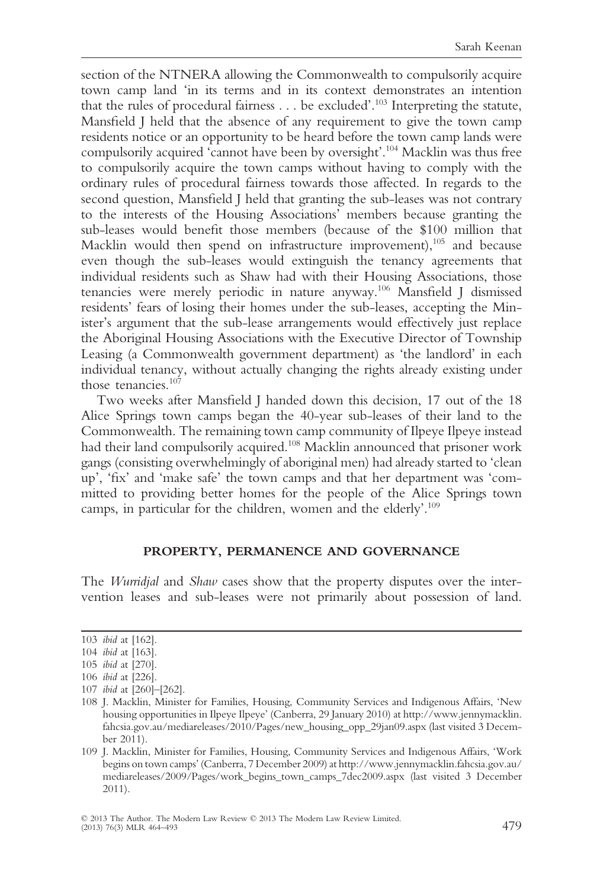section of the NTNERA allowing the Commonwealth to compulsorily acquire town camp land 'in its terms and in its context demonstrates an intention that the rules of procedural fairness . . . be excluded'.[103] Interpreting the statute, Mansfield J held that the absence of any requirement to give the town camp residents notice or an opportunity to be heard before the town camp lands were compulsorily acquired 'cannot have been by oversight'.[104] Macklin was thus free to compulsorily acquire the town camps without having to comply with the ordinary rules of procedural fairness towards those affected. In regards to the second question, Mansfield J held that granting the sub-leases was not contrary to the interests of the Housing Associations' members because granting the sub-leases would benefit those members (because of the $100 million that Macklin would then spend on infrastructure improvement),[105] and because even though the sub-leases would extinguish the tenancy agreements that individual residents such as Shaw had with their Housing Associations, those tenancies were merely periodic in nature anyway.[106] Mansfield J dismissed residents' fears of losing their homes under the sub-leases, accepting the Minister's argument that the sub-lease arrangements would effectively just replace the Aboriginal Housing Associations with the Executive Director of Township Leasing (a Commonwealth government department) as 'the landlord' in each individual tenancy, without actually changing the rights already existing under those tenancies.[107]

Two weeks after Mansfield J handed down this decision, 17 out of the 18 Alice Springs town camps began the 40-year sub-leases of their land to the Commonwealth. The remaining town camp community of Ilpeye Ilpeye instead had their land compulsorily acquired.[108] Macklin announced that prisoner work gangs (consisting overwhelmingly of aboriginal men) had already started to 'clean up', 'fix' and 'make safe' the town camps and that her department was 'committed to providing better homes for the people of the Alice Springs town camps, in particular for the children, women and the elderly'.[109]

## PROPERTY, PERMANENCE AND GOVERNANCE

The *Wurridjal* and *Shaw* cases show that the property disputes over the intervention leases and sub-leases were not primarily about possession of land.

---

103 *ibid* at [162].

104 *ibid* at [163].

105 *ibid* at [270].

106 *ibid* at [226].

107 *ibid* at [260]–[262].

108 J. Macklin, Minister for Families, Housing, Community Services and Indigenous Affairs, 'New housing opportunities in Ilpeye Ilpeye' (Canberra, 29 January 2010) at http://www.jennymacklin.fahcsia.gov.au/mediareleases/2010/Pages/new_housing_opp_29jan09.aspx (last visited 3 December 2011).

109 J. Macklin, Minister for Families, Housing, Community Services and Indigenous Affairs, 'Work begins on town camps' (Canberra, 7 December 2009) at http://www.jennymacklin.fahcsia.gov.au/mediareleases/2009/Pages/work_begins_town_camps_7dec2009.aspx (last visited 3 December 2011).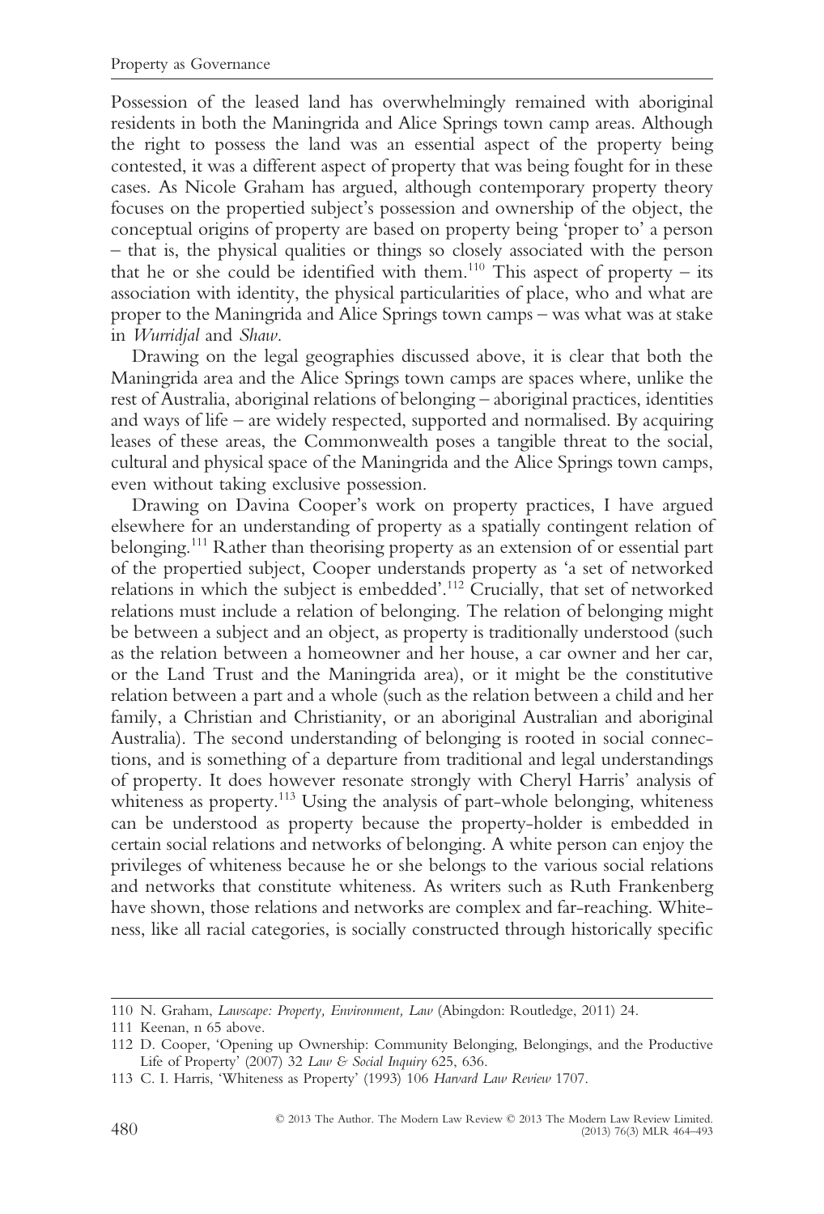Possession of the leased land has overwhelmingly remained with aboriginal residents in both the Maningrida and Alice Springs town camp areas. Although the right to possess the land was an essential aspect of the property being contested, it was a different aspect of property that was being fought for in these cases. As Nicole Graham has argued, although contemporary property theory focuses on the propertied subject's possession and ownership of the object, the conceptual origins of property are based on property being 'proper to' a person – that is, the physical qualities or things so closely associated with the person that he or she could be identified with them.[110] This aspect of property – its association with identity, the physical particularities of place, who and what are proper to the Maningrida and Alice Springs town camps – was what was at stake in *Wurridjal* and *Shaw*.

Drawing on the legal geographies discussed above, it is clear that both the Maningrida area and the Alice Springs town camps are spaces where, unlike the rest of Australia, aboriginal relations of belonging – aboriginal practices, identities and ways of life – are widely respected, supported and normalised. By acquiring leases of these areas, the Commonwealth poses a tangible threat to the social, cultural and physical space of the Maningrida and the Alice Springs town camps, even without taking exclusive possession.

Drawing on Davina Cooper's work on property practices, I have argued elsewhere for an understanding of property as a spatially contingent relation of belonging.[111] Rather than theorising property as an extension of or essential part of the propertied subject, Cooper understands property as 'a set of networked relations in which the subject is embedded'.[112] Crucially, that set of networked relations must include a relation of belonging. The relation of belonging might be between a subject and an object, as property is traditionally understood (such as the relation between a homeowner and her house, a car owner and her car, or the Land Trust and the Maningrida area), or it might be the constitutive relation between a part and a whole (such as the relation between a child and her family, a Christian and Christianity, or an aboriginal Australian and aboriginal Australia). The second understanding of belonging is rooted in social connections, and is something of a departure from traditional and legal understandings of property. It does however resonate strongly with Cheryl Harris' analysis of whiteness as property.[113] Using the analysis of part-whole belonging, whiteness can be understood as property because the property-holder is embedded in certain social relations and networks of belonging. A white person can enjoy the privileges of whiteness because he or she belongs to the various social relations and networks that constitute whiteness. As writers such as Ruth Frankenberg have shown, those relations and networks are complex and far-reaching. Whiteness, like all racial categories, is socially constructed through historically specific

---

110 N. Graham, *Lawscape: Property, Environment, Law* (Abingdon: Routledge, 2011) 24.

111 Keenan, n 65 above.

112 D. Cooper, 'Opening up Ownership: Community Belonging, Belongings, and the Productive Life of Property' (2007) 32 *Law & Social Inquiry* 625, 636.

113 C. I. Harris, 'Whiteness as Property' (1993) 106 *Harvard Law Review* 1707.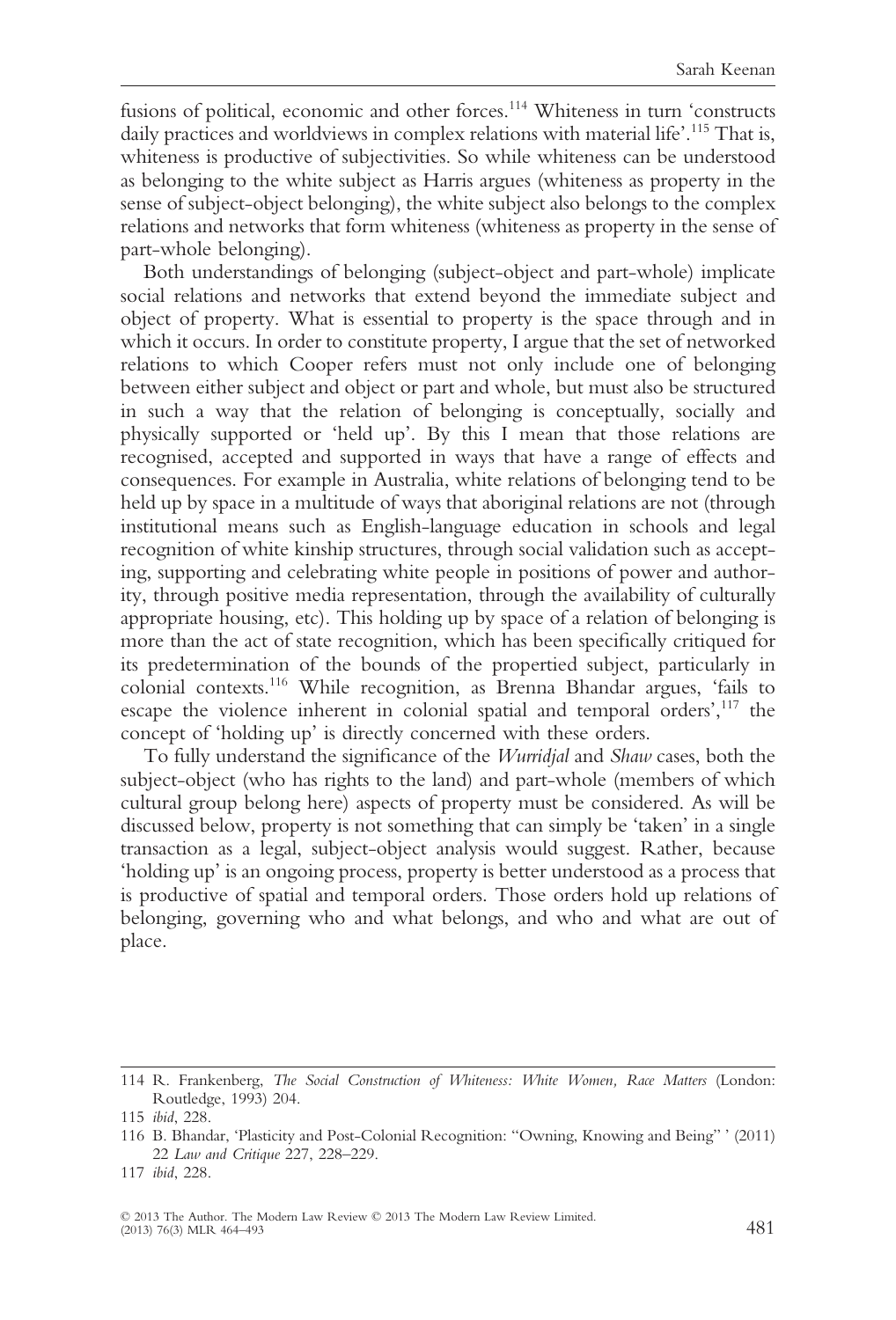fusions of political, economic and other forces.[114] Whiteness in turn 'constructs daily practices and worldviews in complex relations with material life'.[115] That is, whiteness is productive of subjectivities. So while whiteness can be understood as belonging to the white subject as Harris argues (whiteness as property in the sense of subject-object belonging), the white subject also belongs to the complex relations and networks that form whiteness (whiteness as property in the sense of part-whole belonging).

Both understandings of belonging (subject-object and part-whole) implicate social relations and networks that extend beyond the immediate subject and object of property. What is essential to property is the space through and in which it occurs. In order to constitute property, I argue that the set of networked relations to which Cooper refers must not only include one of belonging between either subject and object or part and whole, but must also be structured in such a way that the relation of belonging is conceptually, socially and physically supported or 'held up'. By this I mean that those relations are recognised, accepted and supported in ways that have a range of effects and consequences. For example in Australia, white relations of belonging tend to be held up by space in a multitude of ways that aboriginal relations are not (through institutional means such as English-language education in schools and legal recognition of white kinship structures, through social validation such as accepting, supporting and celebrating white people in positions of power and authority, through positive media representation, through the availability of culturally appropriate housing, etc). This holding up by space of a relation of belonging is more than the act of state recognition, which has been specifically critiqued for its predetermination of the bounds of the propertied subject, particularly in colonial contexts.[116] While recognition, as Brenna Bhandar argues, 'fails to escape the violence inherent in colonial spatial and temporal orders',[117] the concept of 'holding up' is directly concerned with these orders.

To fully understand the significance of the *Wurridjal* and *Shaw* cases, both the subject-object (who has rights to the land) and part-whole (members of which cultural group belong here) aspects of property must be considered. As will be discussed below, property is not something that can simply be 'taken' in a single transaction as a legal, subject-object analysis would suggest. Rather, because 'holding up' is an ongoing process, property is better understood as a process that is productive of spatial and temporal orders. Those orders hold up relations of belonging, governing who and what belongs, and who and what are out of place.

---

114 R. Frankenberg, *The Social Construction of Whiteness: White Women, Race Matters* (London: Routledge, 1993) 204.

115 *ibid*, 228.

116 B. Bhandar, 'Plasticity and Post-Colonial Recognition: "Owning, Knowing and Being" ' (2011) 22 *Law and Critique* 227, 228–229.

117 *ibid*, 228.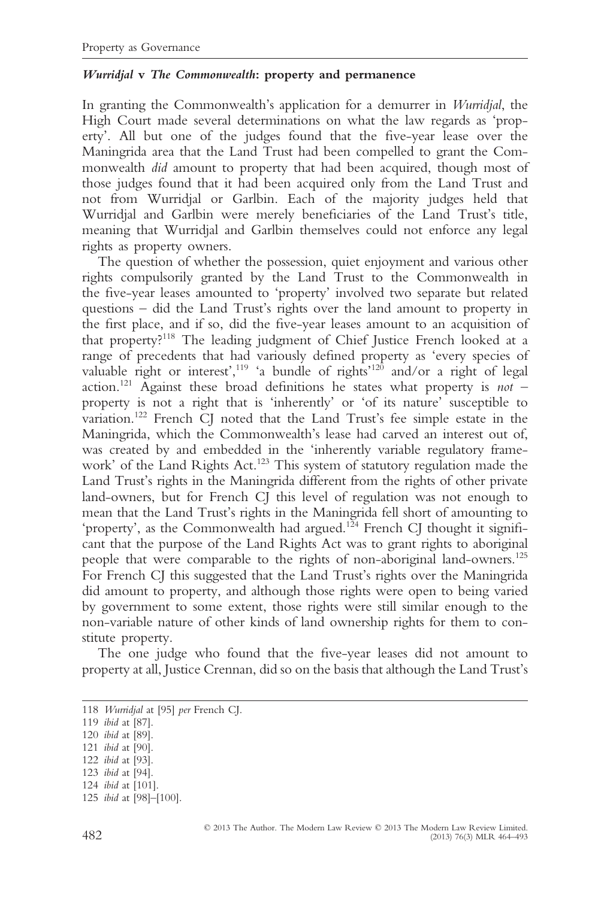### *Wurridjal* v *The Commonwealth*: property and permanence

In granting the Commonwealth's application for a demurrer in *Wurridjal*, the High Court made several determinations on what the law regards as 'property'. All but one of the judges found that the five-year lease over the Maningrida area that the Land Trust had been compelled to grant the Commonwealth *did* amount to property that had been acquired, though most of those judges found that it had been acquired only from the Land Trust and not from Wurridjal or Garlbin. Each of the majority judges held that Wurridjal and Garlbin were merely beneficiaries of the Land Trust's title, meaning that Wurridjal and Garlbin themselves could not enforce any legal rights as property owners.

The question of whether the possession, quiet enjoyment and various other rights compulsorily granted by the Land Trust to the Commonwealth in the five-year leases amounted to 'property' involved two separate but related questions – did the Land Trust's rights over the land amount to property in the first place, and if so, did the five-year leases amount to an acquisition of that property?[118] The leading judgment of Chief Justice French looked at a range of precedents that had variously defined property as 'every species of valuable right or interest',[119] 'a bundle of rights'[120] and/or a right of legal action.[121] Against these broad definitions he states what property is *not* – property is not a right that is 'inherently' or 'of its nature' susceptible to variation.[122] French CJ noted that the Land Trust's fee simple estate in the Maningrida, which the Commonwealth's lease had carved an interest out of, was created by and embedded in the 'inherently variable regulatory framework' of the Land Rights Act.[123] This system of statutory regulation made the Land Trust's rights in the Maningrida different from the rights of other private land-owners, but for French CJ this level of regulation was not enough to mean that the Land Trust's rights in the Maningrida fell short of amounting to 'property', as the Commonwealth had argued.[124] French CJ thought it significant that the purpose of the Land Rights Act was to grant rights to aboriginal people that were comparable to the rights of non-aboriginal land-owners.[125] For French CJ this suggested that the Land Trust's rights over the Maningrida did amount to property, and although those rights were open to being varied by government to some extent, those rights were still similar enough to the non-variable nature of other kinds of land ownership rights for them to constitute property.

The one judge who found that the five-year leases did not amount to property at all, Justice Crennan, did so on the basis that although the Land Trust's

118 *Wurridjal* at [95] *per* French CJ.
119 *ibid* at [87].
120 *ibid* at [89].
121 *ibid* at [90].
122 *ibid* at [93].
123 *ibid* at [94].
124 *ibid* at [101].
125 *ibid* at [98]–[100].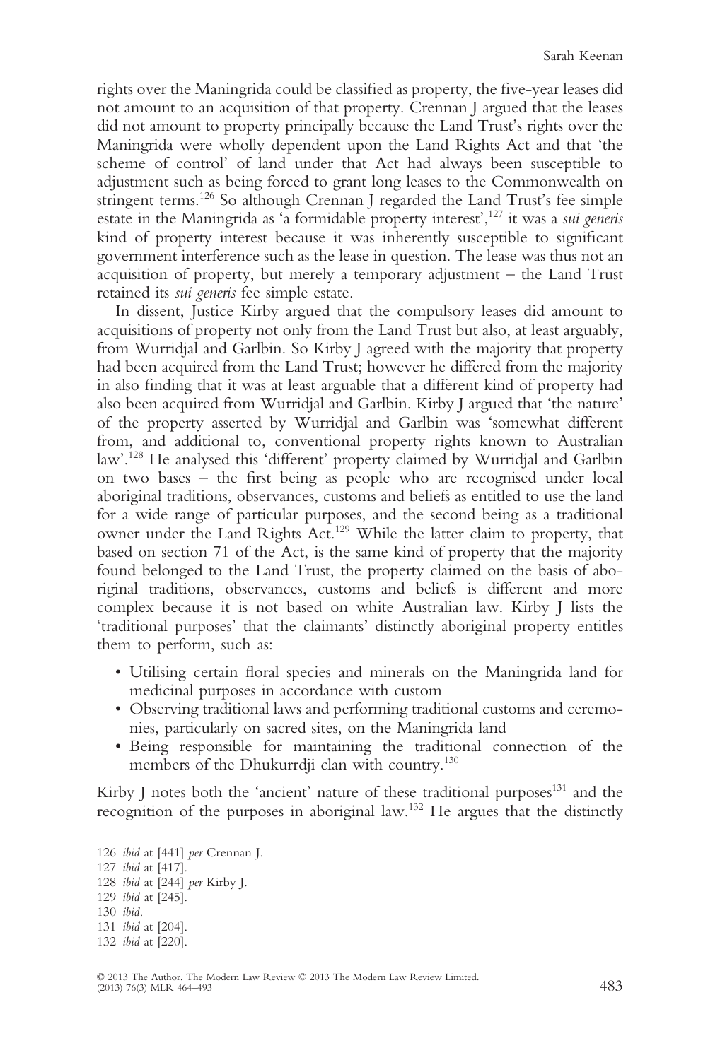rights over the Maningrida could be classified as property, the five-year leases did not amount to an acquisition of that property. Crennan J argued that the leases did not amount to property principally because the Land Trust's rights over the Maningrida were wholly dependent upon the Land Rights Act and that 'the scheme of control' of land under that Act had always been susceptible to adjustment such as being forced to grant long leases to the Commonwealth on stringent terms.[126] So although Crennan J regarded the Land Trust's fee simple estate in the Maningrida as 'a formidable property interest',[127] it was a *sui generis* kind of property interest because it was inherently susceptible to significant government interference such as the lease in question. The lease was thus not an acquisition of property, but merely a temporary adjustment – the Land Trust retained its *sui generis* fee simple estate.

In dissent, Justice Kirby argued that the compulsory leases did amount to acquisitions of property not only from the Land Trust but also, at least arguably, from Wurridjal and Garlbin. So Kirby J agreed with the majority that property had been acquired from the Land Trust; however he differed from the majority in also finding that it was at least arguable that a different kind of property had also been acquired from Wurridjal and Garlbin. Kirby J argued that 'the nature' of the property asserted by Wurridjal and Garlbin was 'somewhat different from, and additional to, conventional property rights known to Australian law'.[128] He analysed this 'different' property claimed by Wurridjal and Garlbin on two bases – the first being as people who are recognised under local aboriginal traditions, observances, customs and beliefs as entitled to use the land for a wide range of particular purposes, and the second being as a traditional owner under the Land Rights Act.[129] While the latter claim to property, that based on section 71 of the Act, is the same kind of property that the majority found belonged to the Land Trust, the property claimed on the basis of aboriginal traditions, observances, customs and beliefs is different and more complex because it is not based on white Australian law. Kirby J lists the 'traditional purposes' that the claimants' distinctly aboriginal property entitles them to perform, such as:

- Utilising certain floral species and minerals on the Maningrida land for medicinal purposes in accordance with custom
- Observing traditional laws and performing traditional customs and ceremonies, particularly on sacred sites, on the Maningrida land
- Being responsible for maintaining the traditional connection of the members of the Dhukurrdji clan with country.[130]

Kirby J notes both the 'ancient' nature of these traditional purposes[131] and the recognition of the purposes in aboriginal law.[132] He argues that the distinctly

126 *ibid* at [441] *per* Crennan J.

127 *ibid* at [417].

128 *ibid* at [244] *per* Kirby J.

129 *ibid* at [245].

130 *ibid*.

131 *ibid* at [204].

132 *ibid* at [220].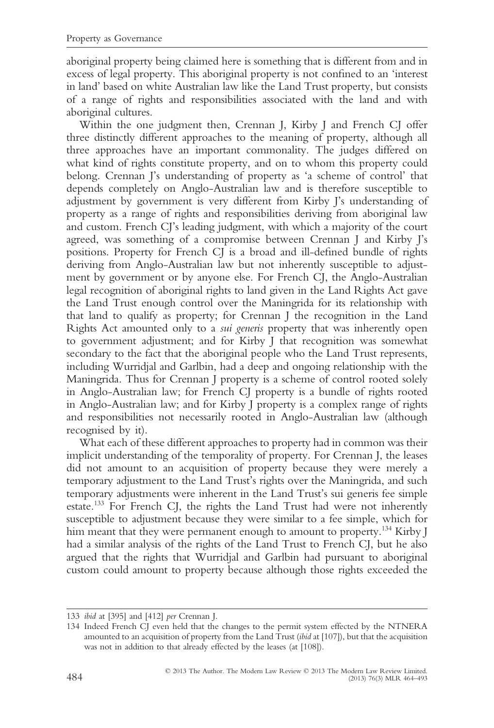aboriginal property being claimed here is something that is different from and in excess of legal property. This aboriginal property is not confined to an 'interest in land' based on white Australian law like the Land Trust property, but consists of a range of rights and responsibilities associated with the land and with aboriginal cultures.

Within the one judgment then, Crennan J, Kirby J and French CJ offer three distinctly different approaches to the meaning of property, although all three approaches have an important commonality. The judges differed on what kind of rights constitute property, and on to whom this property could belong. Crennan J's understanding of property as 'a scheme of control' that depends completely on Anglo-Australian law and is therefore susceptible to adjustment by government is very different from Kirby J's understanding of property as a range of rights and responsibilities deriving from aboriginal law and custom. French CJ's leading judgment, with which a majority of the court agreed, was something of a compromise between Crennan J and Kirby J's positions. Property for French CJ is a broad and ill-defined bundle of rights deriving from Anglo-Australian law but not inherently susceptible to adjustment by government or by anyone else. For French CJ, the Anglo-Australian legal recognition of aboriginal rights to land given in the Land Rights Act gave the Land Trust enough control over the Maningrida for its relationship with that land to qualify as property; for Crennan J the recognition in the Land Rights Act amounted only to a *sui generis* property that was inherently open to government adjustment; and for Kirby J that recognition was somewhat secondary to the fact that the aboriginal people who the Land Trust represents, including Wurridjal and Garlbin, had a deep and ongoing relationship with the Maningrida. Thus for Crennan J property is a scheme of control rooted solely in Anglo-Australian law; for French CJ property is a bundle of rights rooted in Anglo-Australian law; and for Kirby J property is a complex range of rights and responsibilities not necessarily rooted in Anglo-Australian law (although recognised by it).

What each of these different approaches to property had in common was their implicit understanding of the temporality of property. For Crennan J, the leases did not amount to an acquisition of property because they were merely a temporary adjustment to the Land Trust's rights over the Maningrida, and such temporary adjustments were inherent in the Land Trust's sui generis fee simple estate.[133] For French CJ, the rights the Land Trust had were not inherently susceptible to adjustment because they were similar to a fee simple, which for him meant that they were permanent enough to amount to property.[134] Kirby J had a similar analysis of the rights of the Land Trust to French CJ, but he also argued that the rights that Wurridjal and Garlbin had pursuant to aboriginal custom could amount to property because although those rights exceeded the

---

133 *ibid* at [395] and [412] *per* Crennan J.

134 Indeed French CJ even held that the changes to the permit system effected by the NTNERA amounted to an acquisition of property from the Land Trust (*ibid* at [107]), but that the acquisition was not in addition to that already effected by the leases (at [108]).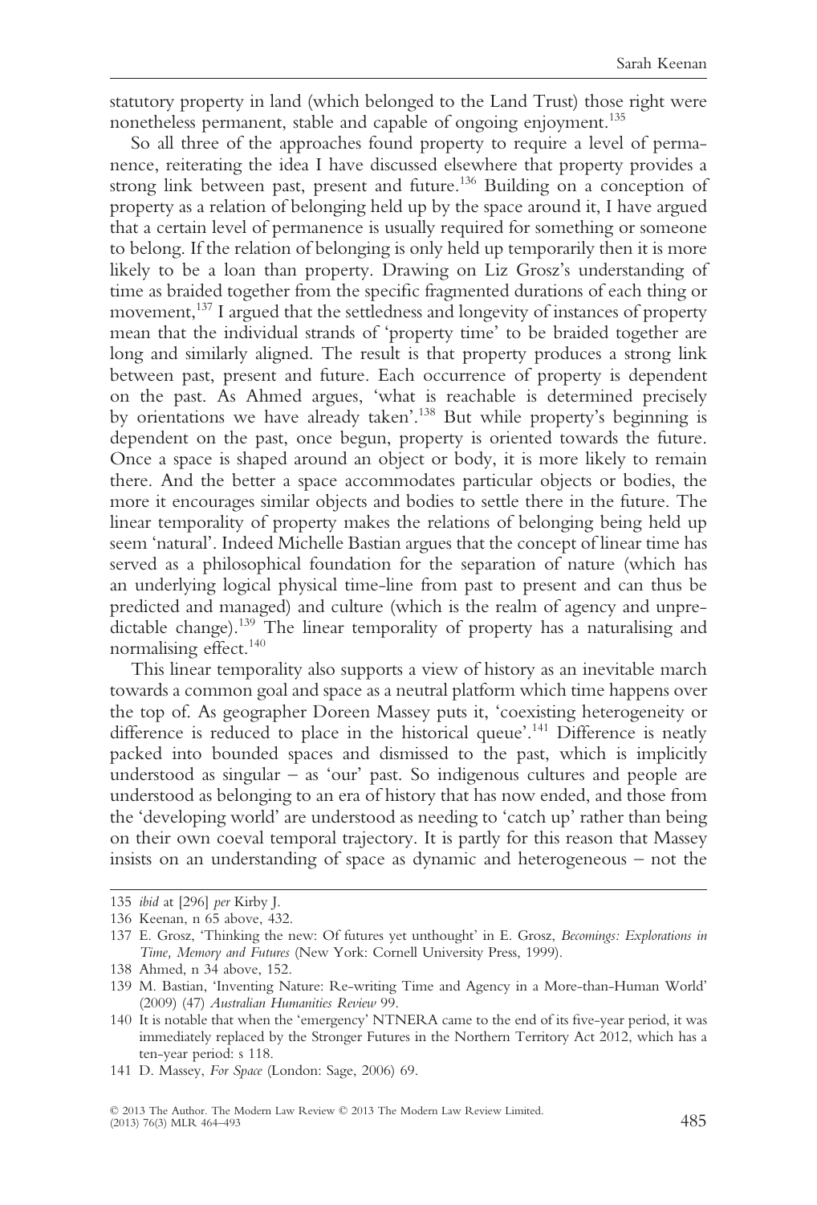statutory property in land (which belonged to the Land Trust) those right were nonetheless permanent, stable and capable of ongoing enjoyment.[135]

So all three of the approaches found property to require a level of permanence, reiterating the idea I have discussed elsewhere that property provides a strong link between past, present and future.[136] Building on a conception of property as a relation of belonging held up by the space around it, I have argued that a certain level of permanence is usually required for something or someone to belong. If the relation of belonging is only held up temporarily then it is more likely to be a loan than property. Drawing on Liz Grosz's understanding of time as braided together from the specific fragmented durations of each thing or movement,[137] I argued that the settledness and longevity of instances of property mean that the individual strands of 'property time' to be braided together are long and similarly aligned. The result is that property produces a strong link between past, present and future. Each occurrence of property is dependent on the past. As Ahmed argues, 'what is reachable is determined precisely by orientations we have already taken'.[138] But while property's beginning is dependent on the past, once begun, property is oriented towards the future. Once a space is shaped around an object or body, it is more likely to remain there. And the better a space accommodates particular objects or bodies, the more it encourages similar objects and bodies to settle there in the future. The linear temporality of property makes the relations of belonging being held up seem 'natural'. Indeed Michelle Bastian argues that the concept of linear time has served as a philosophical foundation for the separation of nature (which has an underlying logical physical time-line from past to present and can thus be predicted and managed) and culture (which is the realm of agency and unpredictable change).[139] The linear temporality of property has a naturalising and normalising effect.[140]

This linear temporality also supports a view of history as an inevitable march towards a common goal and space as a neutral platform which time happens over the top of. As geographer Doreen Massey puts it, 'coexisting heterogeneity or difference is reduced to place in the historical queue'.[141] Difference is neatly packed into bounded spaces and dismissed to the past, which is implicitly understood as singular – as 'our' past. So indigenous cultures and people are understood as belonging to an era of history that has now ended, and those from the 'developing world' are understood as needing to 'catch up' rather than being on their own coeval temporal trajectory. It is partly for this reason that Massey insists on an understanding of space as dynamic and heterogeneous – not the

---

135 *ibid* at [296] *per* Kirby J.

136 Keenan, n 65 above, 432.

137 E. Grosz, 'Thinking the new: Of futures yet unthought' in E. Grosz, *Becomings: Explorations in Time, Memory and Futures* (New York: Cornell University Press, 1999).

138 Ahmed, n 34 above, 152.

139 M. Bastian, 'Inventing Nature: Re-writing Time and Agency in a More-than-Human World' (2009) (47) *Australian Humanities Review* 99.

140 It is notable that when the 'emergency' NTNERA came to the end of its five-year period, it was immediately replaced by the Stronger Futures in the Northern Territory Act 2012, which has a ten-year period: s 118.

141 D. Massey, *For Space* (London: Sage, 2006) 69.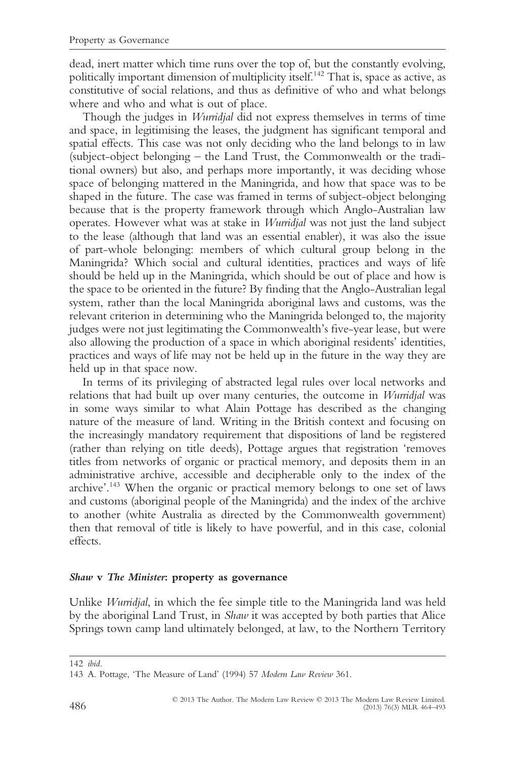dead, inert matter which time runs over the top of, but the constantly evolving, politically important dimension of multiplicity itself.[142] That is, space as active, as constitutive of social relations, and thus as definitive of who and what belongs where and who and what is out of place.

Though the judges in *Wurridjal* did not express themselves in terms of time and space, in legitimising the leases, the judgment has significant temporal and spatial effects. This case was not only deciding who the land belongs to in law (subject-object belonging – the Land Trust, the Commonwealth or the traditional owners) but also, and perhaps more importantly, it was deciding whose space of belonging mattered in the Maningrida, and how that space was to be shaped in the future. The case was framed in terms of subject-object belonging because that is the property framework through which Anglo-Australian law operates. However what was at stake in *Wurridjal* was not just the land subject to the lease (although that land was an essential enabler), it was also the issue of part-whole belonging: members of which cultural group belong in the Maningrida? Which social and cultural identities, practices and ways of life should be held up in the Maningrida, which should be out of place and how is the space to be oriented in the future? By finding that the Anglo-Australian legal system, rather than the local Maningrida aboriginal laws and customs, was the relevant criterion in determining who the Maningrida belonged to, the majority judges were not just legitimating the Commonwealth's five-year lease, but were also allowing the production of a space in which aboriginal residents' identities, practices and ways of life may not be held up in the future in the way they are held up in that space now.

In terms of its privileging of abstracted legal rules over local networks and relations that had built up over many centuries, the outcome in *Wurridjal* was in some ways similar to what Alain Pottage has described as the changing nature of the measure of land. Writing in the British context and focusing on the increasingly mandatory requirement that dispositions of land be registered (rather than relying on title deeds), Pottage argues that registration 'removes titles from networks of organic or practical memory, and deposits them in an administrative archive, accessible and decipherable only to the index of the archive'.[143] When the organic or practical memory belongs to one set of laws and customs (aboriginal people of the Maningrida) and the index of the archive to another (white Australia as directed by the Commonwealth government) then that removal of title is likely to have powerful, and in this case, colonial effects.

### *Shaw* v *The Minister*: property as governance

Unlike *Wurridjal*, in which the fee simple title to the Maningrida land was held by the aboriginal Land Trust, in *Shaw* it was accepted by both parties that Alice Springs town camp land ultimately belonged, at law, to the Northern Territory

142 *ibid*.

143 A. Pottage, 'The Measure of Land' (1994) 57 *Modern Law Review* 361.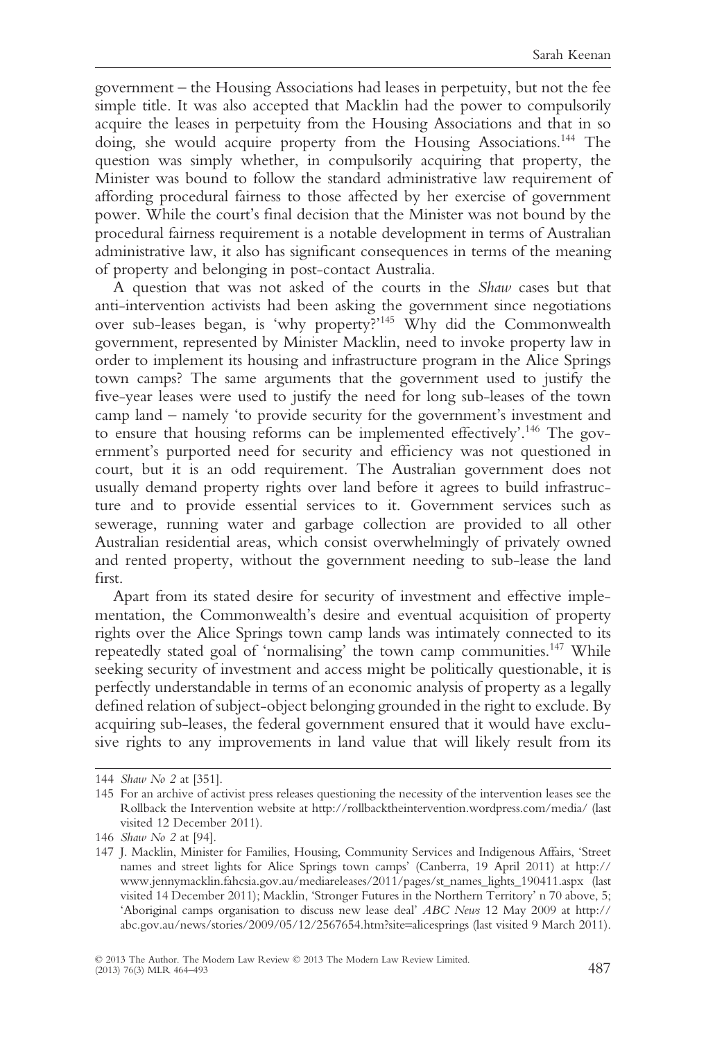government – the Housing Associations had leases in perpetuity, but not the fee simple title. It was also accepted that Macklin had the power to compulsorily acquire the leases in perpetuity from the Housing Associations and that in so doing, she would acquire property from the Housing Associations.[144] The question was simply whether, in compulsorily acquiring that property, the Minister was bound to follow the standard administrative law requirement of affording procedural fairness to those affected by her exercise of government power. While the court's final decision that the Minister was not bound by the procedural fairness requirement is a notable development in terms of Australian administrative law, it also has significant consequences in terms of the meaning of property and belonging in post-contact Australia.

A question that was not asked of the courts in the *Shaw* cases but that anti-intervention activists had been asking the government since negotiations over sub-leases began, is 'why property?'[145] Why did the Commonwealth government, represented by Minister Macklin, need to invoke property law in order to implement its housing and infrastructure program in the Alice Springs town camps? The same arguments that the government used to justify the five-year leases were used to justify the need for long sub-leases of the town camp land – namely 'to provide security for the government's investment and to ensure that housing reforms can be implemented effectively'.[146] The government's purported need for security and efficiency was not questioned in court, but it is an odd requirement. The Australian government does not usually demand property rights over land before it agrees to build infrastructure and to provide essential services to it. Government services such as sewerage, running water and garbage collection are provided to all other Australian residential areas, which consist overwhelmingly of privately owned and rented property, without the government needing to sub-lease the land first.

Apart from its stated desire for security of investment and effective implementation, the Commonwealth's desire and eventual acquisition of property rights over the Alice Springs town camp lands was intimately connected to its repeatedly stated goal of 'normalising' the town camp communities.[147] While seeking security of investment and access might be politically questionable, it is perfectly understandable in terms of an economic analysis of property as a legally defined relation of subject-object belonging grounded in the right to exclude. By acquiring sub-leases, the federal government ensured that it would have exclusive rights to any improvements in land value that will likely result from its

---

144 *Shaw No 2* at [351].

145 For an archive of activist press releases questioning the necessity of the intervention leases see the Rollback the Intervention website at http://rollbacktheintervention.wordpress.com/media/ (last visited 12 December 2011).

146 *Shaw No 2* at [94].

147 J. Macklin, Minister for Families, Housing, Community Services and Indigenous Affairs, 'Street names and street lights for Alice Springs town camps' (Canberra, 19 April 2011) at http://www.jennymacklin.fahcsia.gov.au/mediareleases/2011/pages/st_names_lights_190411.aspx (last visited 14 December 2011); Macklin, 'Stronger Futures in the Northern Territory' n 70 above, 5; 'Aboriginal camps organisation to discuss new lease deal' *ABC News* 12 May 2009 at http://abc.gov.au/news/stories/2009/05/12/2567654.htm?site=alicesprings (last visited 9 March 2011).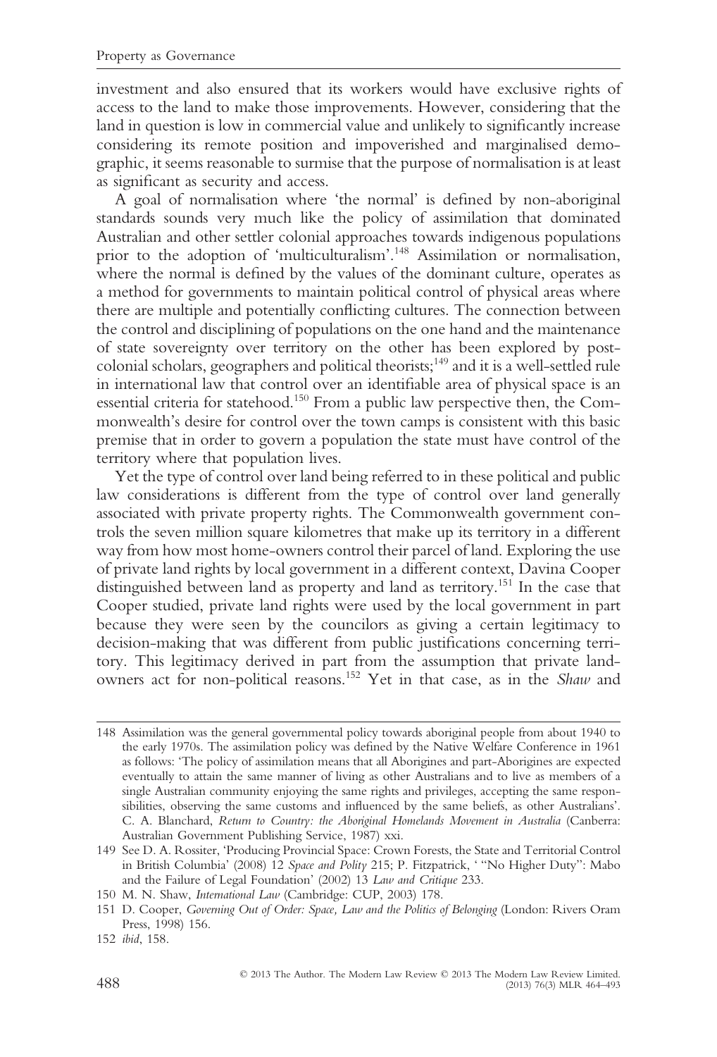investment and also ensured that its workers would have exclusive rights of access to the land to make those improvements. However, considering that the land in question is low in commercial value and unlikely to significantly increase considering its remote position and impoverished and marginalised demographic, it seems reasonable to surmise that the purpose of normalisation is at least as significant as security and access.

A goal of normalisation where 'the normal' is defined by non-aboriginal standards sounds very much like the policy of assimilation that dominated Australian and other settler colonial approaches towards indigenous populations prior to the adoption of 'multiculturalism'.[148] Assimilation or normalisation, where the normal is defined by the values of the dominant culture, operates as a method for governments to maintain political control of physical areas where there are multiple and potentially conflicting cultures. The connection between the control and disciplining of populations on the one hand and the maintenance of state sovereignty over territory on the other has been explored by post-colonial scholars, geographers and political theorists;[149] and it is a well-settled rule in international law that control over an identifiable area of physical space is an essential criteria for statehood.[150] From a public law perspective then, the Commonwealth's desire for control over the town camps is consistent with this basic premise that in order to govern a population the state must have control of the territory where that population lives.

Yet the type of control over land being referred to in these political and public law considerations is different from the type of control over land generally associated with private property rights. The Commonwealth government controls the seven million square kilometres that make up its territory in a different way from how most home-owners control their parcel of land. Exploring the use of private land rights by local government in a different context, Davina Cooper distinguished between land as property and land as territory.[151] In the case that Cooper studied, private land rights were used by the local government in part because they were seen by the councilors as giving a certain legitimacy to decision-making that was different from public justifications concerning territory. This legitimacy derived in part from the assumption that private landowners act for non-political reasons.[152] Yet in that case, as in the *Shaw* and

---

148 Assimilation was the general governmental policy towards aboriginal people from about 1940 to the early 1970s. The assimilation policy was defined by the Native Welfare Conference in 1961 as follows: 'The policy of assimilation means that all Aborigines and part-Aborigines are expected eventually to attain the same manner of living as other Australians and to live as members of a single Australian community enjoying the same rights and privileges, accepting the same responsibilities, observing the same customs and influenced by the same beliefs, as other Australians'. C. A. Blanchard, *Return to Country: the Aboriginal Homelands Movement in Australia* (Canberra: Australian Government Publishing Service, 1987) xxi.

149 See D. A. Rossiter, 'Producing Provincial Space: Crown Forests, the State and Territorial Control in British Columbia' (2008) 12 *Space and Polity* 215; P. Fitzpatrick, ' "No Higher Duty": Mabo and the Failure of Legal Foundation' (2002) 13 *Law and Critique* 233.

150 M. N. Shaw, *International Law* (Cambridge: CUP, 2003) 178.

151 D. Cooper, *Governing Out of Order: Space, Law and the Politics of Belonging* (London: Rivers Oram Press, 1998) 156.

152 *ibid*, 158.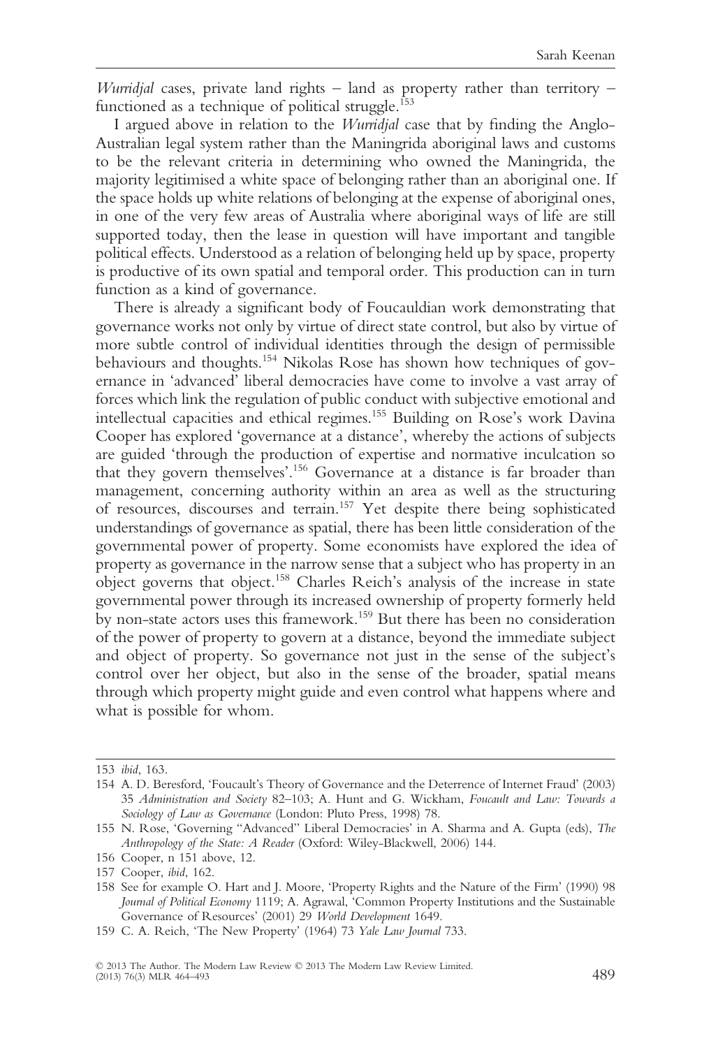*Wurridjal* cases, private land rights – land as property rather than territory – functioned as a technique of political struggle.[153]

I argued above in relation to the *Wurridjal* case that by finding the Anglo-Australian legal system rather than the Maningrida aboriginal laws and customs to be the relevant criteria in determining who owned the Maningrida, the majority legitimised a white space of belonging rather than an aboriginal one. If the space holds up white relations of belonging at the expense of aboriginal ones, in one of the very few areas of Australia where aboriginal ways of life are still supported today, then the lease in question will have important and tangible political effects. Understood as a relation of belonging held up by space, property is productive of its own spatial and temporal order. This production can in turn function as a kind of governance.

There is already a significant body of Foucauldian work demonstrating that governance works not only by virtue of direct state control, but also by virtue of more subtle control of individual identities through the design of permissible behaviours and thoughts.[154] Nikolas Rose has shown how techniques of governance in 'advanced' liberal democracies have come to involve a vast array of forces which link the regulation of public conduct with subjective emotional and intellectual capacities and ethical regimes.[155] Building on Rose's work Davina Cooper has explored 'governance at a distance', whereby the actions of subjects are guided 'through the production of expertise and normative inculcation so that they govern themselves'.[156] Governance at a distance is far broader than management, concerning authority within an area as well as the structuring of resources, discourses and terrain.[157] Yet despite there being sophisticated understandings of governance as spatial, there has been little consideration of the governmental power of property. Some economists have explored the idea of property as governance in the narrow sense that a subject who has property in an object governs that object.[158] Charles Reich's analysis of the increase in state governmental power through its increased ownership of property formerly held by non-state actors uses this framework.[159] But there has been no consideration of the power of property to govern at a distance, beyond the immediate subject and object of property. So governance not just in the sense of the subject's control over her object, but also in the sense of the broader, spatial means through which property might guide and even control what happens where and what is possible for whom.

---

153 *ibid*, 163.

154 A. D. Beresford, 'Foucault's Theory of Governance and the Deterrence of Internet Fraud' (2003) 35 *Administration and Society* 82–103; A. Hunt and G. Wickham, *Foucault and Law: Towards a Sociology of Law as Governance* (London: Pluto Press, 1998) 78.

155 N. Rose, 'Governing "Advanced" Liberal Democracies' in A. Sharma and A. Gupta (eds), *The Anthropology of the State: A Reader* (Oxford: Wiley-Blackwell, 2006) 144.

156 Cooper, n 151 above, 12.

157 Cooper, *ibid*, 162.

158 See for example O. Hart and J. Moore, 'Property Rights and the Nature of the Firm' (1990) 98 *Journal of Political Economy* 1119; A. Agrawal, 'Common Property Institutions and the Sustainable Governance of Resources' (2001) 29 *World Development* 1649.

159 C. A. Reich, 'The New Property' (1964) 73 *Yale Law Journal* 733.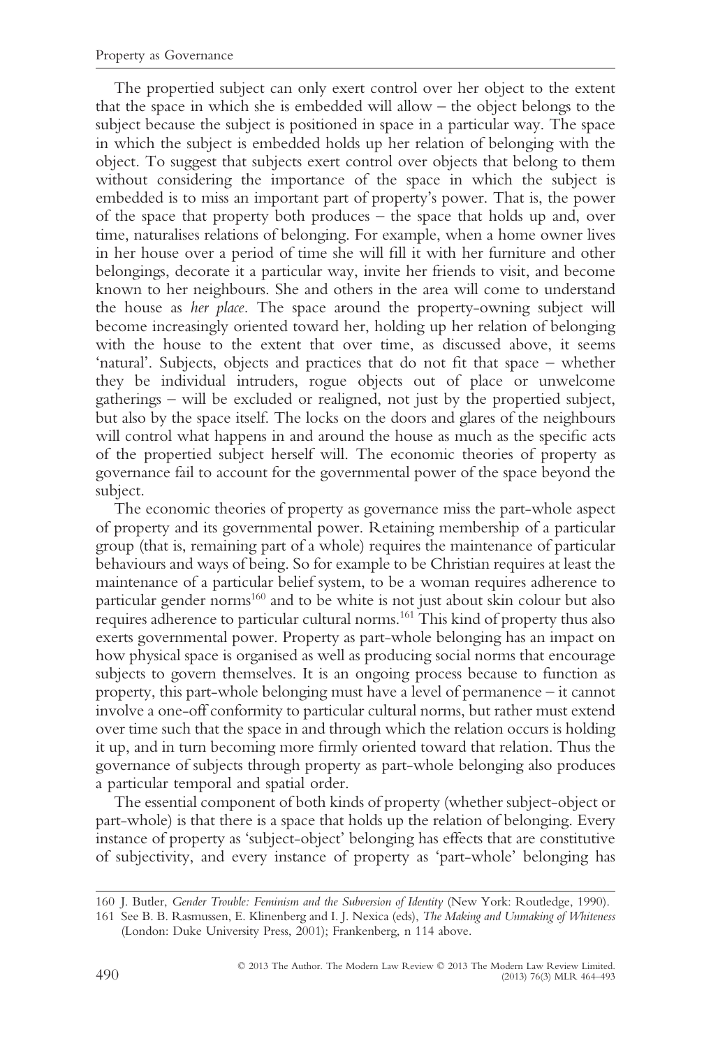The propertied subject can only exert control over her object to the extent that the space in which she is embedded will allow – the object belongs to the subject because the subject is positioned in space in a particular way. The space in which the subject is embedded holds up her relation of belonging with the object. To suggest that subjects exert control over objects that belong to them without considering the importance of the space in which the subject is embedded is to miss an important part of property's power. That is, the power of the space that property both produces – the space that holds up and, over time, naturalises relations of belonging. For example, when a home owner lives in her house over a period of time she will fill it with her furniture and other belongings, decorate it a particular way, invite her friends to visit, and become known to her neighbours. She and others in the area will come to understand the house as *her place*. The space around the property-owning subject will become increasingly oriented toward her, holding up her relation of belonging with the house to the extent that over time, as discussed above, it seems 'natural'. Subjects, objects and practices that do not fit that space – whether they be individual intruders, rogue objects out of place or unwelcome gatherings – will be excluded or realigned, not just by the propertied subject, but also by the space itself. The locks on the doors and glares of the neighbours will control what happens in and around the house as much as the specific acts of the propertied subject herself will. The economic theories of property as governance fail to account for the governmental power of the space beyond the subject.

The economic theories of property as governance miss the part-whole aspect of property and its governmental power. Retaining membership of a particular group (that is, remaining part of a whole) requires the maintenance of particular behaviours and ways of being. So for example to be Christian requires at least the maintenance of a particular belief system, to be a woman requires adherence to particular gender norms[160] and to be white is not just about skin colour but also requires adherence to particular cultural norms.[161] This kind of property thus also exerts governmental power. Property as part-whole belonging has an impact on how physical space is organised as well as producing social norms that encourage subjects to govern themselves. It is an ongoing process because to function as property, this part-whole belonging must have a level of permanence – it cannot involve a one-off conformity to particular cultural norms, but rather must extend over time such that the space in and through which the relation occurs is holding it up, and in turn becoming more firmly oriented toward that relation. Thus the governance of subjects through property as part-whole belonging also produces a particular temporal and spatial order.

The essential component of both kinds of property (whether subject-object or part-whole) is that there is a space that holds up the relation of belonging. Every instance of property as 'subject-object' belonging has effects that are constitutive of subjectivity, and every instance of property as 'part-whole' belonging has

160 J. Butler, *Gender Trouble: Feminism and the Subversion of Identity* (New York: Routledge, 1990).

161 See B. B. Rasmussen, E. Klinenberg and I. J. Nexica (eds), *The Making and Unmaking of Whiteness* (London: Duke University Press, 2001); Frankenberg, n 114 above.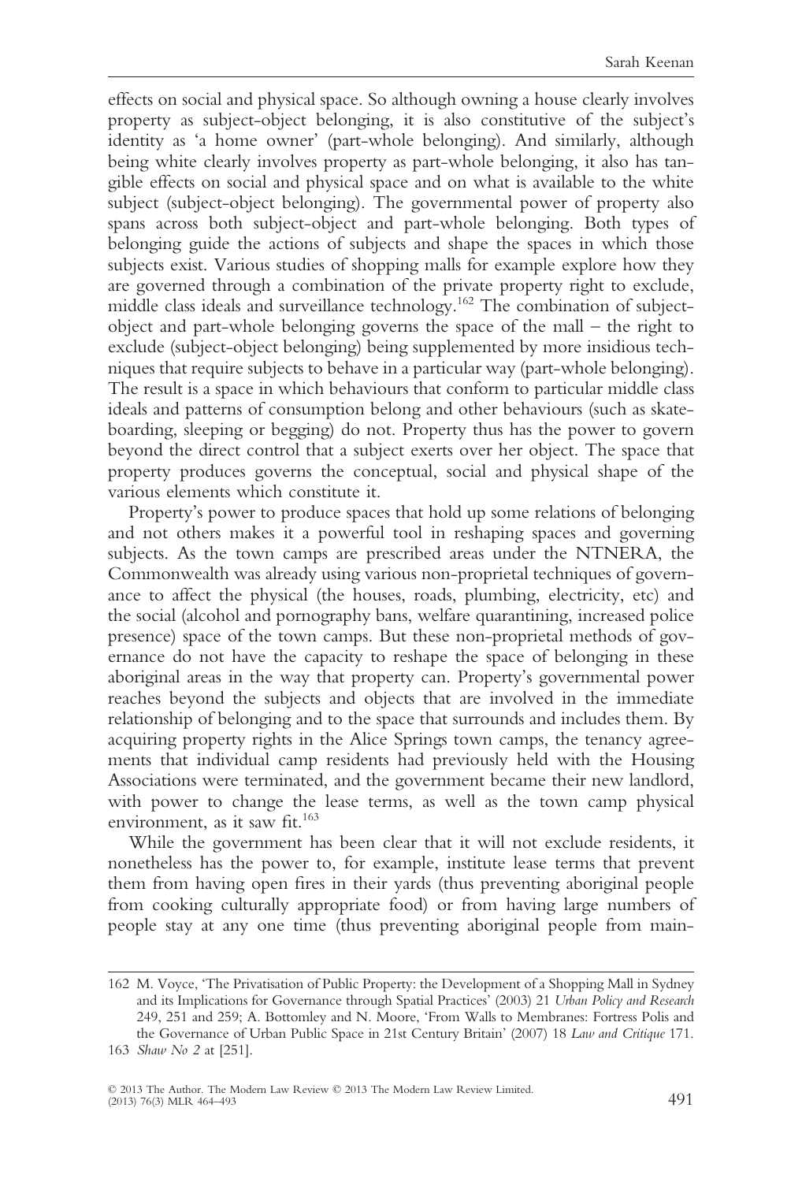effects on social and physical space. So although owning a house clearly involves property as subject-object belonging, it is also constitutive of the subject's identity as 'a home owner' (part-whole belonging). And similarly, although being white clearly involves property as part-whole belonging, it also has tangible effects on social and physical space and on what is available to the white subject (subject-object belonging). The governmental power of property also spans across both subject-object and part-whole belonging. Both types of belonging guide the actions of subjects and shape the spaces in which those subjects exist. Various studies of shopping malls for example explore how they are governed through a combination of the private property right to exclude, middle class ideals and surveillance technology.[162] The combination of subject-object and part-whole belonging governs the space of the mall – the right to exclude (subject-object belonging) being supplemented by more insidious techniques that require subjects to behave in a particular way (part-whole belonging). The result is a space in which behaviours that conform to particular middle class ideals and patterns of consumption belong and other behaviours (such as skateboarding, sleeping or begging) do not. Property thus has the power to govern beyond the direct control that a subject exerts over her object. The space that property produces governs the conceptual, social and physical shape of the various elements which constitute it.

Property's power to produce spaces that hold up some relations of belonging and not others makes it a powerful tool in reshaping spaces and governing subjects. As the town camps are prescribed areas under the NTNERA, the Commonwealth was already using various non-proprietal techniques of governance to affect the physical (the houses, roads, plumbing, electricity, etc) and the social (alcohol and pornography bans, welfare quarantining, increased police presence) space of the town camps. But these non-proprietal methods of governance do not have the capacity to reshape the space of belonging in these aboriginal areas in the way that property can. Property's governmental power reaches beyond the subjects and objects that are involved in the immediate relationship of belonging and to the space that surrounds and includes them. By acquiring property rights in the Alice Springs town camps, the tenancy agreements that individual camp residents had previously held with the Housing Associations were terminated, and the government became their new landlord, with power to change the lease terms, as well as the town camp physical environment, as it saw fit.[163]

While the government has been clear that it will not exclude residents, it nonetheless has the power to, for example, institute lease terms that prevent them from having open fires in their yards (thus preventing aboriginal people from cooking culturally appropriate food) or from having large numbers of people stay at any one time (thus preventing aboriginal people from main-

162 M. Voyce, 'The Privatisation of Public Property: the Development of a Shopping Mall in Sydney and its Implications for Governance through Spatial Practices' (2003) 21 *Urban Policy and Research* 249, 251 and 259; A. Bottomley and N. Moore, 'From Walls to Membranes: Fortress Polis and the Governance of Urban Public Space in 21st Century Britain' (2007) 18 *Law and Critique* 171.

163 *Shaw No 2* at [251].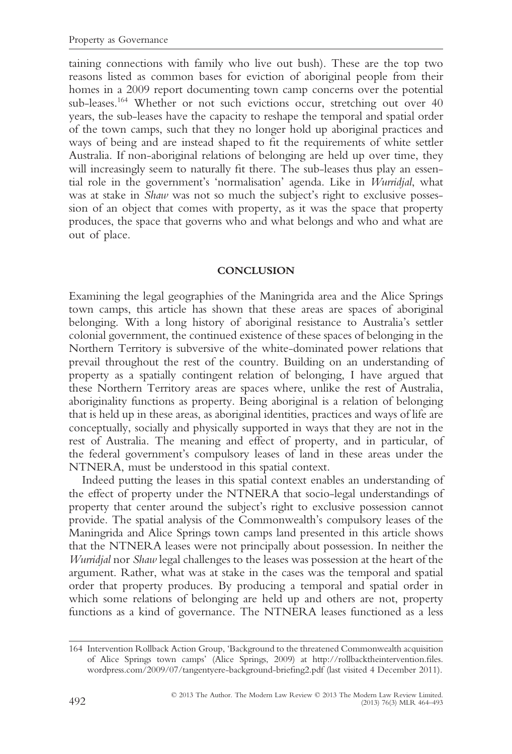taining connections with family who live out bush). These are the top two reasons listed as common bases for eviction of aboriginal people from their homes in a 2009 report documenting town camp concerns over the potential sub-leases.[164] Whether or not such evictions occur, stretching out over 40 years, the sub-leases have the capacity to reshape the temporal and spatial order of the town camps, such that they no longer hold up aboriginal practices and ways of being and are instead shaped to fit the requirements of white settler Australia. If non-aboriginal relations of belonging are held up over time, they will increasingly seem to naturally fit there. The sub-leases thus play an essential role in the government's 'normalisation' agenda. Like in *Wurridjal*, what was at stake in *Shaw* was not so much the subject's right to exclusive possession of an object that comes with property, as it was the space that property produces, the space that governs who and what belongs and who and what are out of place.

## CONCLUSION

Examining the legal geographies of the Maningrida area and the Alice Springs town camps, this article has shown that these areas are spaces of aboriginal belonging. With a long history of aboriginal resistance to Australia's settler colonial government, the continued existence of these spaces of belonging in the Northern Territory is subversive of the white-dominated power relations that prevail throughout the rest of the country. Building on an understanding of property as a spatially contingent relation of belonging, I have argued that these Northern Territory areas are spaces where, unlike the rest of Australia, aboriginality functions as property. Being aboriginal is a relation of belonging that is held up in these areas, as aboriginal identities, practices and ways of life are conceptually, socially and physically supported in ways that they are not in the rest of Australia. The meaning and effect of property, and in particular, of the federal government's compulsory leases of land in these areas under the NTNERA, must be understood in this spatial context.

Indeed putting the leases in this spatial context enables an understanding of the effect of property under the NTNERA that socio-legal understandings of property that center around the subject's right to exclusive possession cannot provide. The spatial analysis of the Commonwealth's compulsory leases of the Maningrida and Alice Springs town camps land presented in this article shows that the NTNERA leases were not principally about possession. In neither the *Wurridjal* nor *Shaw* legal challenges to the leases was possession at the heart of the argument. Rather, what was at stake in the cases was the temporal and spatial order that property produces. By producing a temporal and spatial order in which some relations of belonging are held up and others are not, property functions as a kind of governance. The NTNERA leases functioned as a less

164 Intervention Rollback Action Group, 'Background to the threatened Commonwealth acquisition of Alice Springs town camps' (Alice Springs, 2009) at http://rollbacktheintervention.files.wordpress.com/2009/07/tangentyere-background-briefing2.pdf (last visited 4 December 2011).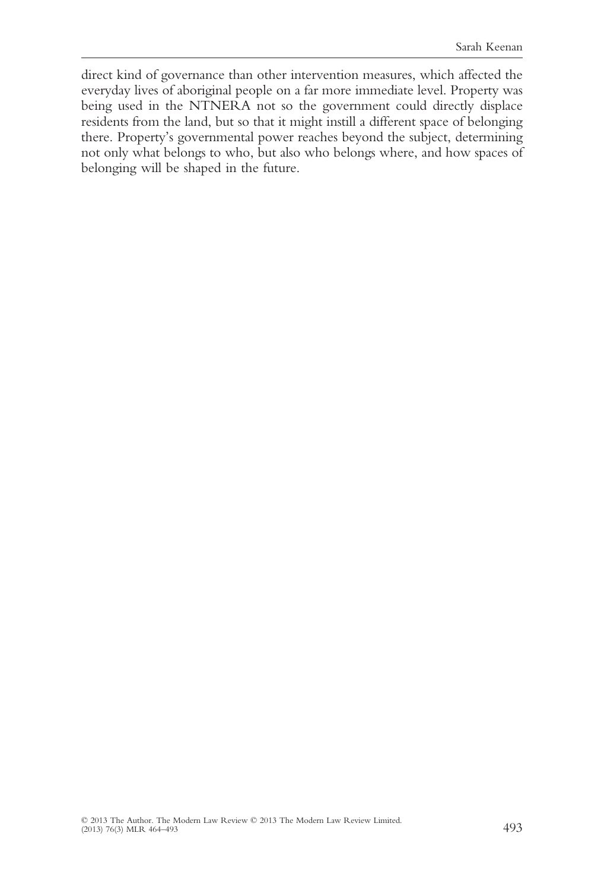direct kind of governance than other intervention measures, which affected the everyday lives of aboriginal people on a far more immediate level. Property was being used in the NTNERA not so the government could directly displace residents from the land, but so that it might instill a different space of belonging there. Property's governmental power reaches beyond the subject, determining not only what belongs to who, but also who belongs where, and how spaces of belonging will be shaped in the future.